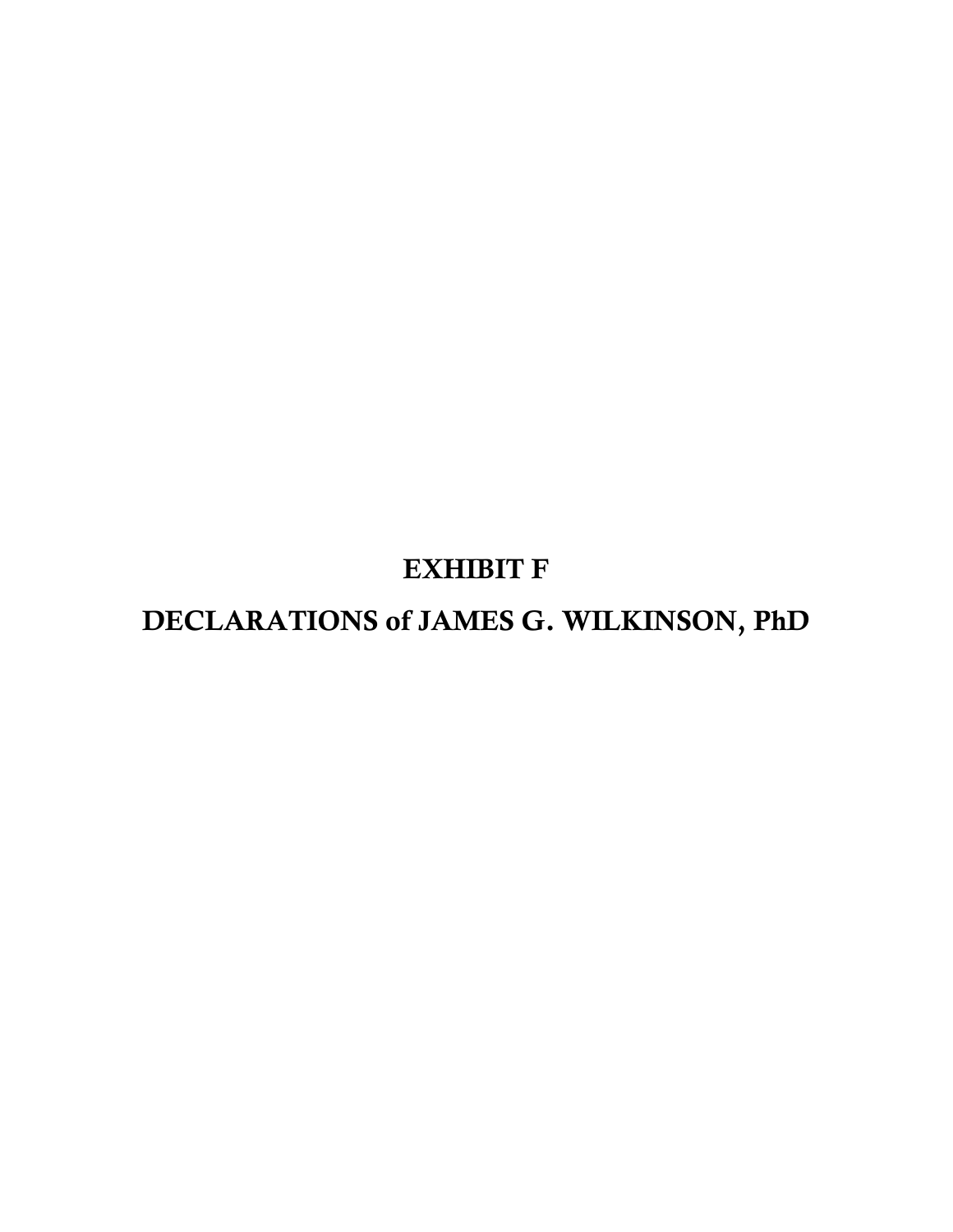# EXHIBIT F

# DECLARATIONS of JAMES G. WILKINSON, PhD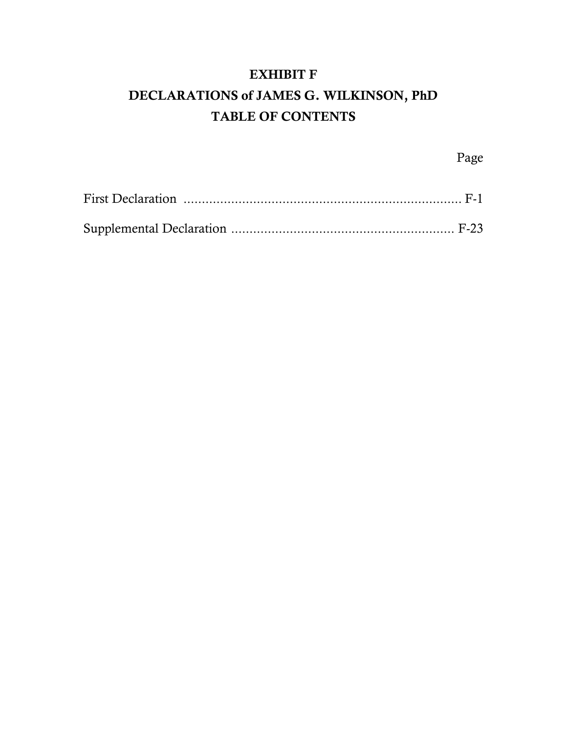# EXHIBIT F

# DECLARATIONS of JAMES G. WILKINSON, PhD

# TABLE OF CONTENTS

| | Page |
|---|---|
| First Declaration | F-1 |
| Supplemental Declaration | F-23 |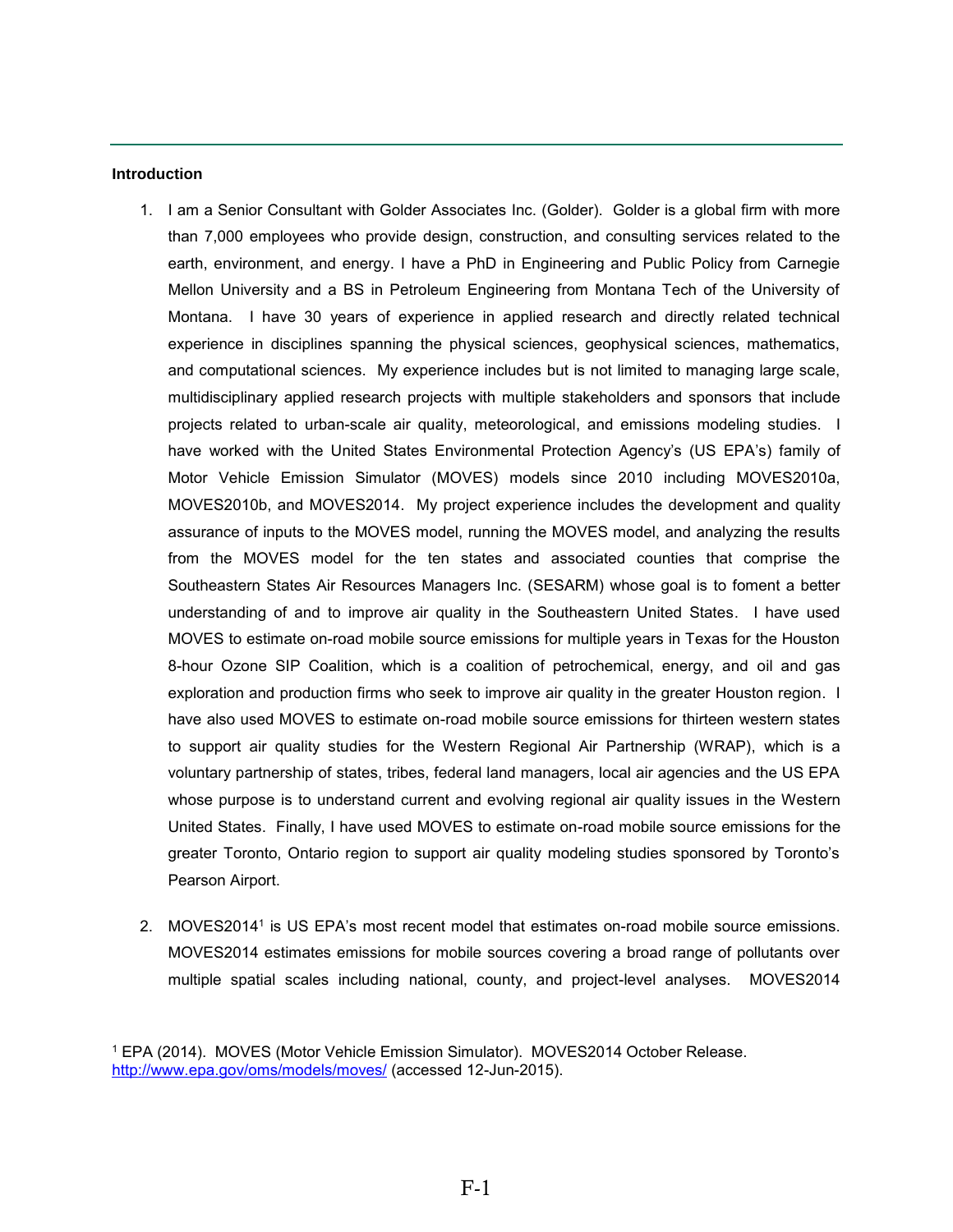**Introduction**

1. I am a Senior Consultant with Golder Associates Inc. (Golder). Golder is a global firm with more than 7,000 employees who provide design, construction, and consulting services related to the earth, environment, and energy. I have a PhD in Engineering and Public Policy from Carnegie Mellon University and a BS in Petroleum Engineering from Montana Tech of the University of Montana. I have 30 years of experience in applied research and directly related technical experience in disciplines spanning the physical sciences, geophysical sciences, mathematics, and computational sciences. My experience includes but is not limited to managing large scale, multidisciplinary applied research projects with multiple stakeholders and sponsors that include projects related to urban-scale air quality, meteorological, and emissions modeling studies. I have worked with the United States Environmental Protection Agency's (US EPA's) family of Motor Vehicle Emission Simulator (MOVES) models since 2010 including MOVES2010a, MOVES2010b, and MOVES2014. My project experience includes the development and quality assurance of inputs to the MOVES model, running the MOVES model, and analyzing the results from the MOVES model for the ten states and associated counties that comprise the Southeastern States Air Resources Managers Inc. (SESARM) whose goal is to foment a better understanding of and to improve air quality in the Southeastern United States. I have used MOVES to estimate on-road mobile source emissions for multiple years in Texas for the Houston 8-hour Ozone SIP Coalition, which is a coalition of petrochemical, energy, and oil and gas exploration and production firms who seek to improve air quality in the greater Houston region. I have also used MOVES to estimate on-road mobile source emissions for thirteen western states to support air quality studies for the Western Regional Air Partnership (WRAP), which is a voluntary partnership of states, tribes, federal land managers, local air agencies and the US EPA whose purpose is to understand current and evolving regional air quality issues in the Western United States. Finally, I have used MOVES to estimate on-road mobile source emissions for the greater Toronto, Ontario region to support air quality modeling studies sponsored by Toronto's Pearson Airport.

2. MOVES2014[1] is US EPA's most recent model that estimates on-road mobile source emissions. MOVES2014 estimates emissions for mobile sources covering a broad range of pollutants over multiple spatial scales including national, county, and project-level analyses. MOVES2014

[1] EPA (2014). MOVES (Motor Vehicle Emission Simulator). MOVES2014 October Release. http://www.epa.gov/oms/models/moves/ (accessed 12-Jun-2015).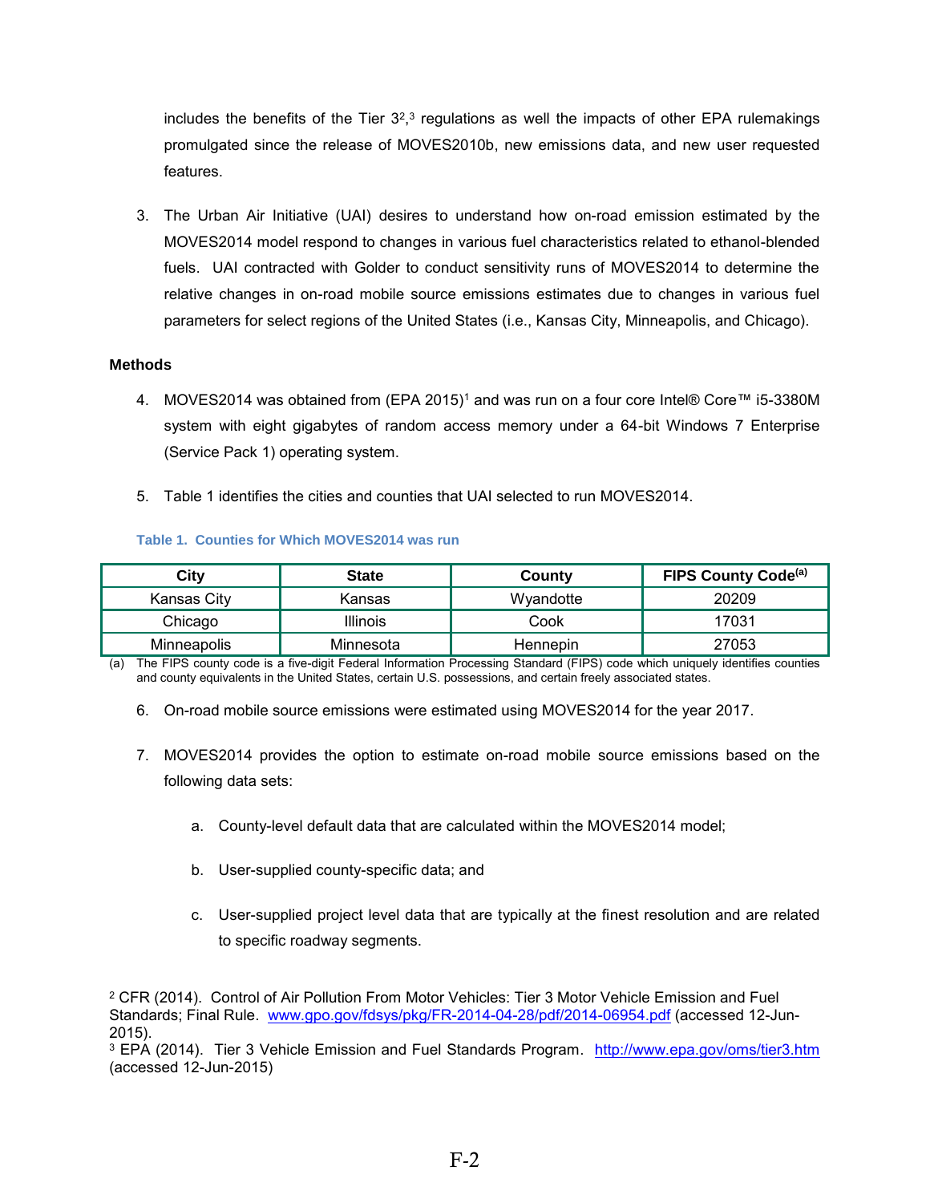includes the benefits of the Tier 3[2],[3] regulations as well the impacts of other EPA rulemakings promulgated since the release of MOVES2010b, new emissions data, and new user requested features.

3. The Urban Air Initiative (UAI) desires to understand how on-road emission estimated by the MOVES2014 model respond to changes in various fuel characteristics related to ethanol-blended fuels. UAI contracted with Golder to conduct sensitivity runs of MOVES2014 to determine the relative changes in on-road mobile source emissions estimates due to changes in various fuel parameters for select regions of the United States (i.e., Kansas City, Minneapolis, and Chicago).

**Methods**

4. MOVES2014 was obtained from (EPA 2015)[1] and was run on a four core Intel® Core™ i5-3380M system with eight gigabytes of random access memory under a 64-bit Windows 7 Enterprise (Service Pack 1) operating system.

5. Table 1 identifies the cities and counties that UAI selected to run MOVES2014.

**Table 1. Counties for Which MOVES2014 was run**

| City | State | County | FIPS County Code[(a)] |
|---|---|---|---|
| Kansas City | Kansas | Wyandotte | 20209 |
| Chicago | Illinois | Cook | 17031 |
| Minneapolis | Minnesota | Hennepin | 27053 |

(a) The FIPS county code is a five-digit Federal Information Processing Standard (FIPS) code which uniquely identifies counties and county equivalents in the United States, certain U.S. possessions, and certain freely associated states.

6. On-road mobile source emissions were estimated using MOVES2014 for the year 2017.

7. MOVES2014 provides the option to estimate on-road mobile source emissions based on the following data sets:

   a. County-level default data that are calculated within the MOVES2014 model;

   b. User-supplied county-specific data; and

   c. User-supplied project level data that are typically at the finest resolution and are related to specific roadway segments.

[2] CFR (2014). Control of Air Pollution From Motor Vehicles: Tier 3 Motor Vehicle Emission and Fuel Standards; Final Rule. www.gpo.gov/fdsys/pkg/FR-2014-04-28/pdf/2014-06954.pdf (accessed 12-Jun-2015).

[3] EPA (2014). Tier 3 Vehicle Emission and Fuel Standards Program. http://www.epa.gov/oms/tier3.htm (accessed 12-Jun-2015)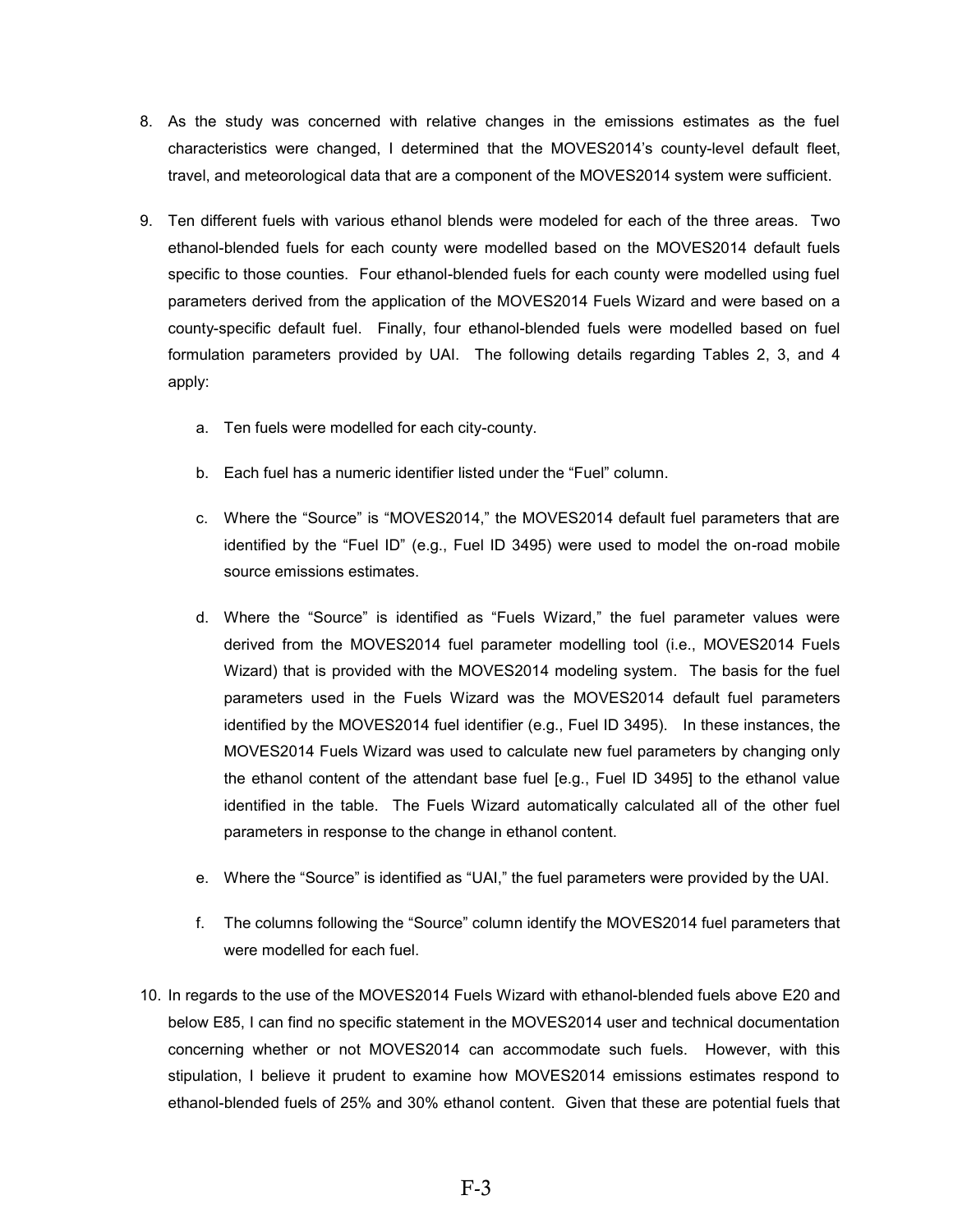8. As the study was concerned with relative changes in the emissions estimates as the fuel characteristics were changed, I determined that the MOVES2014's county-level default fleet, travel, and meteorological data that are a component of the MOVES2014 system were sufficient.

9. Ten different fuels with various ethanol blends were modeled for each of the three areas. Two ethanol-blended fuels for each county were modelled based on the MOVES2014 default fuels specific to those counties. Four ethanol-blended fuels for each county were modelled using fuel parameters derived from the application of the MOVES2014 Fuels Wizard and were based on a county-specific default fuel. Finally, four ethanol-blended fuels were modelled based on fuel formulation parameters provided by UAI. The following details regarding Tables 2, 3, and 4 apply:

   a. Ten fuels were modelled for each city-county.

   b. Each fuel has a numeric identifier listed under the "Fuel" column.

   c. Where the "Source" is "MOVES2014," the MOVES2014 default fuel parameters that are identified by the "Fuel ID" (e.g., Fuel ID 3495) were used to model the on-road mobile source emissions estimates.

   d. Where the "Source" is identified as "Fuels Wizard," the fuel parameter values were derived from the MOVES2014 fuel parameter modelling tool (i.e., MOVES2014 Fuels Wizard) that is provided with the MOVES2014 modeling system. The basis for the fuel parameters used in the Fuels Wizard was the MOVES2014 default fuel parameters identified by the MOVES2014 fuel identifier (e.g., Fuel ID 3495). In these instances, the MOVES2014 Fuels Wizard was used to calculate new fuel parameters by changing only the ethanol content of the attendant base fuel [e.g., Fuel ID 3495] to the ethanol value identified in the table. The Fuels Wizard automatically calculated all of the other fuel parameters in response to the change in ethanol content.

   e. Where the "Source" is identified as "UAI," the fuel parameters were provided by the UAI.

   f. The columns following the "Source" column identify the MOVES2014 fuel parameters that were modelled for each fuel.

10. In regards to the use of the MOVES2014 Fuels Wizard with ethanol-blended fuels above E20 and below E85, I can find no specific statement in the MOVES2014 user and technical documentation concerning whether or not MOVES2014 can accommodate such fuels. However, with this stipulation, I believe it prudent to examine how MOVES2014 emissions estimates respond to ethanol-blended fuels of 25% and 30% ethanol content. Given that these are potential fuels that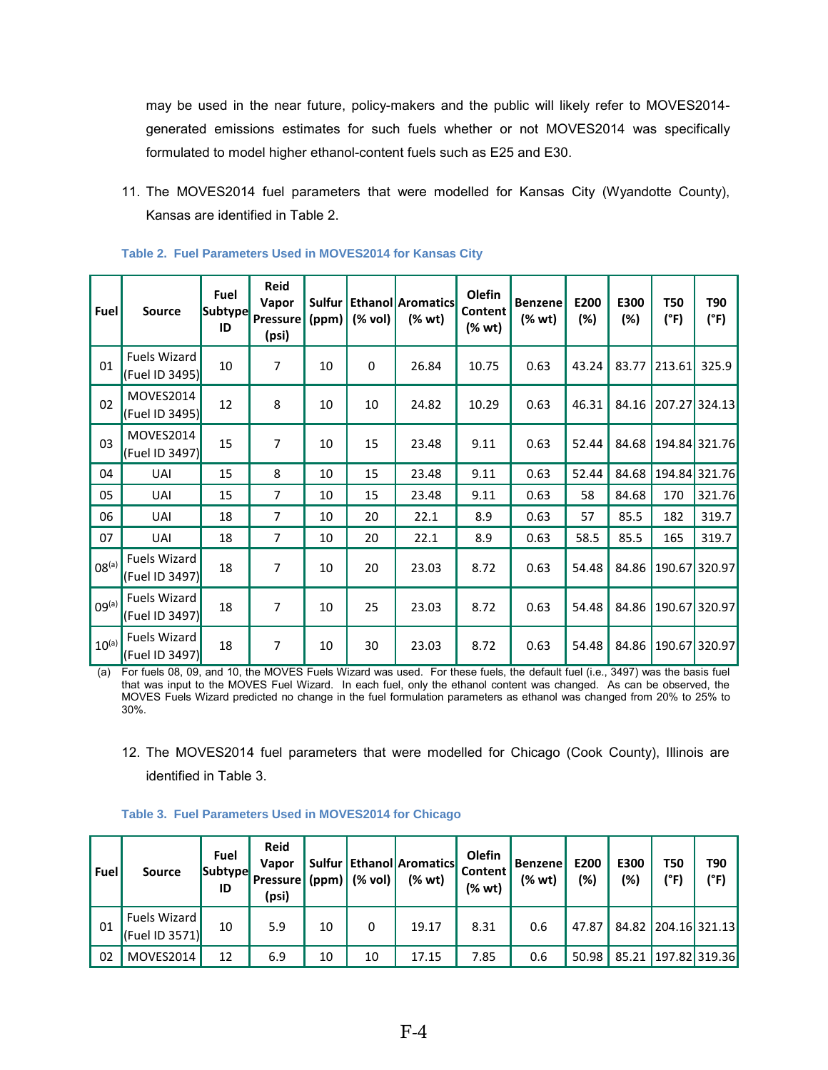may be used in the near future, policy-makers and the public will likely refer to MOVES2014-generated emissions estimates for such fuels whether or not MOVES2014 was specifically formulated to model higher ethanol-content fuels such as E25 and E30.

11. The MOVES2014 fuel parameters that were modelled for Kansas City (Wyandotte County), Kansas are identified in Table 2.

**Table 2. Fuel Parameters Used in MOVES2014 for Kansas City**

| Fuel | Source | Fuel Subtype ID | Reid Vapor Pressure (psi) | Sulfur (ppm) | Ethanol (% vol) | Aromatics (% wt) | Olefin Content (% wt) | Benzene (% wt) | E200 (%) | E300 (%) | T50 (°F) | T90 (°F) |
|---|---|---|---|---|---|---|---|---|---|---|---|---|
| 01 | Fuels Wizard (Fuel ID 3495) | 10 | 7 | 10 | 0 | 26.84 | 10.75 | 0.63 | 43.24 | 83.77 | 213.61 | 325.9 |
| 02 | MOVES2014 (Fuel ID 3495) | 12 | 8 | 10 | 10 | 24.82 | 10.29 | 0.63 | 46.31 | 84.16 | 207.27 | 324.13 |
| 03 | MOVES2014 (Fuel ID 3497) | 15 | 7 | 10 | 15 | 23.48 | 9.11 | 0.63 | 52.44 | 84.68 | 194.84 | 321.76 |
| 04 | UAI | 15 | 8 | 10 | 15 | 23.48 | 9.11 | 0.63 | 52.44 | 84.68 | 194.84 | 321.76 |
| 05 | UAI | 15 | 7 | 10 | 15 | 23.48 | 9.11 | 0.63 | 58 | 84.68 | 170 | 321.76 |
| 06 | UAI | 18 | 7 | 10 | 20 | 22.1 | 8.9 | 0.63 | 57 | 85.5 | 182 | 319.7 |
| 07 | UAI | 18 | 7 | 10 | 20 | 22.1 | 8.9 | 0.63 | 58.5 | 85.5 | 165 | 319.7 |
| 08[a] | Fuels Wizard (Fuel ID 3497) | 18 | 7 | 10 | 20 | 23.03 | 8.72 | 0.63 | 54.48 | 84.86 | 190.67 | 320.97 |
| 09[a] | Fuels Wizard (Fuel ID 3497) | 18 | 7 | 10 | 25 | 23.03 | 8.72 | 0.63 | 54.48 | 84.86 | 190.67 | 320.97 |
| 10[a] | Fuels Wizard (Fuel ID 3497) | 18 | 7 | 10 | 30 | 23.03 | 8.72 | 0.63 | 54.48 | 84.86 | 190.67 | 320.97 |

(a) For fuels 08, 09, and 10, the MOVES Fuels Wizard was used. For these fuels, the default fuel (i.e., 3497) was the basis fuel that was input to the MOVES Fuel Wizard. In each fuel, only the ethanol content was changed. As can be observed, the MOVES Fuels Wizard predicted no change in the fuel formulation parameters as ethanol was changed from 20% to 25% to 30%.

12. The MOVES2014 fuel parameters that were modelled for Chicago (Cook County), Illinois are identified in Table 3.

**Table 3. Fuel Parameters Used in MOVES2014 for Chicago**

| Fuel | Source | Fuel Subtype ID | Reid Vapor Pressure (psi) | Sulfur (ppm) | Ethanol (% vol) | Aromatics (% wt) | Olefin Content (% wt) | Benzene (% wt) | E200 (%) | E300 (%) | T50 (°F) | T90 (°F) |
|---|---|---|---|---|---|---|---|---|---|---|---|---|
| 01 | Fuels Wizard (Fuel ID 3571) | 10 | 5.9 | 10 | 0 | 19.17 | 8.31 | 0.6 | 47.87 | 84.82 | 204.16 | 321.13 |
| 02 | MOVES2014 | 12 | 6.9 | 10 | 10 | 17.15 | 7.85 | 0.6 | 50.98 | 85.21 | 197.82 | 319.36 |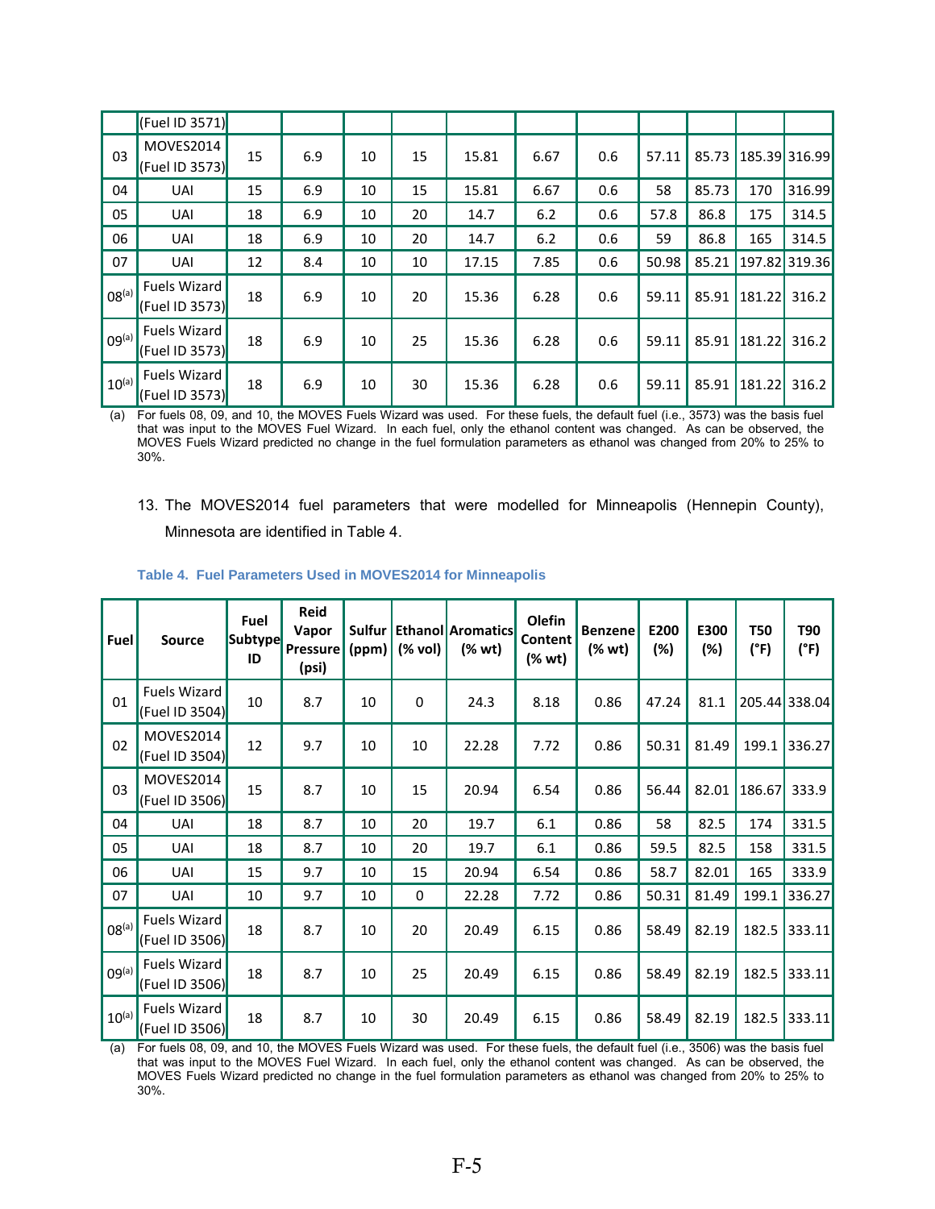| Fuel | Source | Fuel Subtype ID | Reid Vapor Pressure (psi) | Sulfur (ppm) | Ethanol (% vol) | Aromatics (% wt) | Olefin Content (% wt) | Benzene (% wt) | E200 (%) | E300 (%) | T50 (°F) | T90 (°F) |
|---|---|---|---|---|---|---|---|---|---|---|---|---|
| | (Fuel ID 3571) | | | | | | | | | | | |
| 03 | MOVES2014 (Fuel ID 3573) | 15 | 6.9 | 10 | 15 | 15.81 | 6.67 | 0.6 | 57.11 | 85.73 | 185.39 | 316.99 |
| 04 | UAI | 15 | 6.9 | 10 | 15 | 15.81 | 6.67 | 0.6 | 58 | 85.73 | 170 | 316.99 |
| 05 | UAI | 18 | 6.9 | 10 | 20 | 14.7 | 6.2 | 0.6 | 57.8 | 86.8 | 175 | 314.5 |
| 06 | UAI | 18 | 6.9 | 10 | 20 | 14.7 | 6.2 | 0.6 | 59 | 86.8 | 165 | 314.5 |
| 07 | UAI | 12 | 8.4 | 10 | 10 | 17.15 | 7.85 | 0.6 | 50.98 | 85.21 | 197.82 | 319.36 |
| 08[(a)] | Fuels Wizard (Fuel ID 3573) | 18 | 6.9 | 10 | 20 | 15.36 | 6.28 | 0.6 | 59.11 | 85.91 | 181.22 | 316.2 |
| 09[(a)] | Fuels Wizard (Fuel ID 3573) | 18 | 6.9 | 10 | 25 | 15.36 | 6.28 | 0.6 | 59.11 | 85.91 | 181.22 | 316.2 |
| 10[(a)] | Fuels Wizard (Fuel ID 3573) | 18 | 6.9 | 10 | 30 | 15.36 | 6.28 | 0.6 | 59.11 | 85.91 | 181.22 | 316.2 |

(a) For fuels 08, 09, and 10, the MOVES Fuels Wizard was used. For these fuels, the default fuel (i.e., 3573) was the basis fuel that was input to the MOVES Fuel Wizard. In each fuel, only the ethanol content was changed. As can be observed, the MOVES Fuels Wizard predicted no change in the fuel formulation parameters as ethanol was changed from 20% to 25% to 30%.

13. The MOVES2014 fuel parameters that were modelled for Minneapolis (Hennepin County), Minnesota are identified in Table 4.

**Table 4. Fuel Parameters Used in MOVES2014 for Minneapolis**

| Fuel | Source | Fuel Subtype ID | Reid Vapor Pressure (psi) | Sulfur (ppm) | Ethanol (% vol) | Aromatics (% wt) | Olefin Content (% wt) | Benzene (% wt) | E200 (%) | E300 (%) | T50 (°F) | T90 (°F) |
|---|---|---|---|---|---|---|---|---|---|---|---|---|
| 01 | Fuels Wizard (Fuel ID 3504) | 10 | 8.7 | 10 | 0 | 24.3 | 8.18 | 0.86 | 47.24 | 81.1 | 205.44 | 338.04 |
| 02 | MOVES2014 (Fuel ID 3504) | 12 | 9.7 | 10 | 10 | 22.28 | 7.72 | 0.86 | 50.31 | 81.49 | 199.1 | 336.27 |
| 03 | MOVES2014 (Fuel ID 3506) | 15 | 8.7 | 10 | 15 | 20.94 | 6.54 | 0.86 | 56.44 | 82.01 | 186.67 | 333.9 |
| 04 | UAI | 18 | 8.7 | 10 | 20 | 19.7 | 6.1 | 0.86 | 58 | 82.5 | 174 | 331.5 |
| 05 | UAI | 18 | 8.7 | 10 | 20 | 19.7 | 6.1 | 0.86 | 59.5 | 82.5 | 158 | 331.5 |
| 06 | UAI | 15 | 9.7 | 10 | 15 | 20.94 | 6.54 | 0.86 | 58.7 | 82.01 | 165 | 333.9 |
| 07 | UAI | 10 | 9.7 | 10 | 0 | 22.28 | 7.72 | 0.86 | 50.31 | 81.49 | 199.1 | 336.27 |
| 08[(a)] | Fuels Wizard (Fuel ID 3506) | 18 | 8.7 | 10 | 20 | 20.49 | 6.15 | 0.86 | 58.49 | 82.19 | 182.5 | 333.11 |
| 09[(a)] | Fuels Wizard (Fuel ID 3506) | 18 | 8.7 | 10 | 25 | 20.49 | 6.15 | 0.86 | 58.49 | 82.19 | 182.5 | 333.11 |
| 10[(a)] | Fuels Wizard (Fuel ID 3506) | 18 | 8.7 | 10 | 30 | 20.49 | 6.15 | 0.86 | 58.49 | 82.19 | 182.5 | 333.11 |

(a) For fuels 08, 09, and 10, the MOVES Fuels Wizard was used. For these fuels, the default fuel (i.e., 3506) was the basis fuel that was input to the MOVES Fuel Wizard. In each fuel, only the ethanol content was changed. As can be observed, the MOVES Fuels Wizard predicted no change in the fuel formulation parameters as ethanol was changed from 20% to 25% to 30%.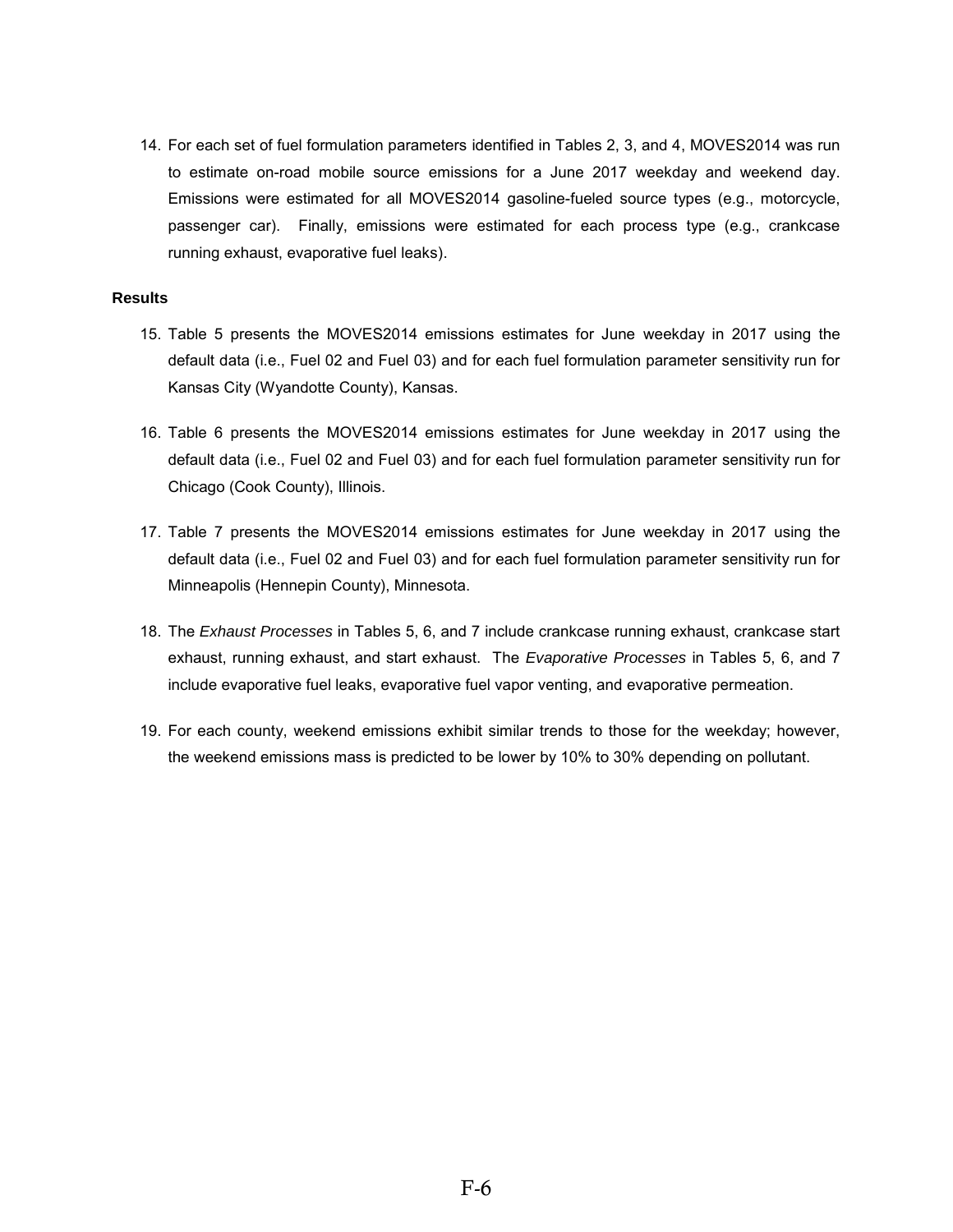14. For each set of fuel formulation parameters identified in Tables 2, 3, and 4, MOVES2014 was run to estimate on-road mobile source emissions for a June 2017 weekday and weekend day. Emissions were estimated for all MOVES2014 gasoline-fueled source types (e.g., motorcycle, passenger car). Finally, emissions were estimated for each process type (e.g., crankcase running exhaust, evaporative fuel leaks).

**Results**

15. Table 5 presents the MOVES2014 emissions estimates for June weekday in 2017 using the default data (i.e., Fuel 02 and Fuel 03) and for each fuel formulation parameter sensitivity run for Kansas City (Wyandotte County), Kansas.

16. Table 6 presents the MOVES2014 emissions estimates for June weekday in 2017 using the default data (i.e., Fuel 02 and Fuel 03) and for each fuel formulation parameter sensitivity run for Chicago (Cook County), Illinois.

17. Table 7 presents the MOVES2014 emissions estimates for June weekday in 2017 using the default data (i.e., Fuel 02 and Fuel 03) and for each fuel formulation parameter sensitivity run for Minneapolis (Hennepin County), Minnesota.

18. The *Exhaust Processes* in Tables 5, 6, and 7 include crankcase running exhaust, crankcase start exhaust, running exhaust, and start exhaust. The *Evaporative Processes* in Tables 5, 6, and 7 include evaporative fuel leaks, evaporative fuel vapor venting, and evaporative permeation.

19. For each county, weekend emissions exhibit similar trends to those for the weekday; however, the weekend emissions mass is predicted to be lower by 10% to 30% depending on pollutant.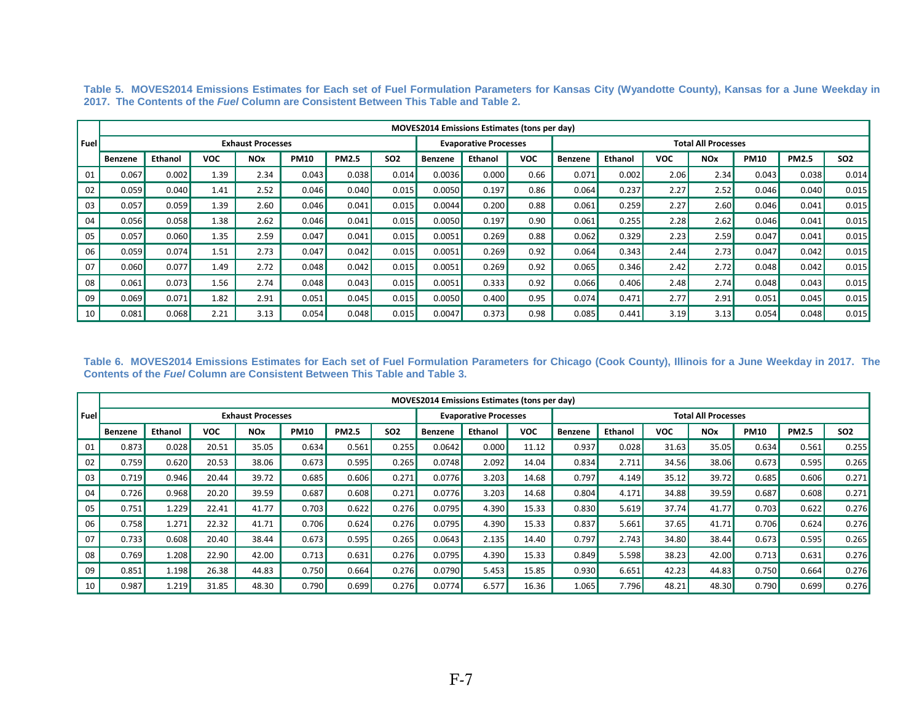**Table 5. MOVES2014 Emissions Estimates for Each set of Fuel Formulation Parameters for Kansas City (Wyandotte County), Kansas for a June Weekday in 2017. The Contents of the *Fuel* Column are Consistent Between This Table and Table 2.**

| Fuel | MOVES2014 Emissions Estimates (tons per day) | | | | | | | | | | | | | | | | |
|---|---|---|---|---|---|---|---|---|---|---|---|---|---|---|---|---|---|
| | Exhaust Processes | | | | | | | Evaporative Processes | | | Total All Processes | | | | | | |
| | Benzene | Ethanol | VOC | NOx | PM10 | PM2.5 | SO2 | Benzene | Ethanol | VOC | Benzene | Ethanol | VOC | NOx | PM10 | PM2.5 | SO2 |
| 01 | 0.067 | 0.002 | 1.39 | 2.34 | 0.043 | 0.038 | 0.014 | 0.0036 | 0.000 | 0.66 | 0.071 | 0.002 | 2.06 | 2.34 | 0.043 | 0.038 | 0.014 |
| 02 | 0.059 | 0.040 | 1.41 | 2.52 | 0.046 | 0.040 | 0.015 | 0.0050 | 0.197 | 0.86 | 0.064 | 0.237 | 2.27 | 2.52 | 0.046 | 0.040 | 0.015 |
| 03 | 0.057 | 0.059 | 1.39 | 2.60 | 0.046 | 0.041 | 0.015 | 0.0044 | 0.200 | 0.88 | 0.061 | 0.259 | 2.27 | 2.60 | 0.046 | 0.041 | 0.015 |
| 04 | 0.056 | 0.058 | 1.38 | 2.62 | 0.046 | 0.041 | 0.015 | 0.0050 | 0.197 | 0.90 | 0.061 | 0.255 | 2.28 | 2.62 | 0.046 | 0.041 | 0.015 |
| 05 | 0.057 | 0.060 | 1.35 | 2.59 | 0.047 | 0.041 | 0.015 | 0.0051 | 0.269 | 0.88 | 0.062 | 0.329 | 2.23 | 2.59 | 0.047 | 0.041 | 0.015 |
| 06 | 0.059 | 0.074 | 1.51 | 2.73 | 0.047 | 0.042 | 0.015 | 0.0051 | 0.269 | 0.92 | 0.064 | 0.343 | 2.44 | 2.73 | 0.047 | 0.042 | 0.015 |
| 07 | 0.060 | 0.077 | 1.49 | 2.72 | 0.048 | 0.042 | 0.015 | 0.0051 | 0.269 | 0.92 | 0.065 | 0.346 | 2.42 | 2.72 | 0.048 | 0.042 | 0.015 |
| 08 | 0.061 | 0.073 | 1.56 | 2.74 | 0.048 | 0.043 | 0.015 | 0.0051 | 0.333 | 0.92 | 0.066 | 0.406 | 2.48 | 2.74 | 0.048 | 0.043 | 0.015 |
| 09 | 0.069 | 0.071 | 1.82 | 2.91 | 0.051 | 0.045 | 0.015 | 0.0050 | 0.400 | 0.95 | 0.074 | 0.471 | 2.77 | 2.91 | 0.051 | 0.045 | 0.015 |
| 10 | 0.081 | 0.068 | 2.21 | 3.13 | 0.054 | 0.048 | 0.015 | 0.0047 | 0.373 | 0.98 | 0.085 | 0.441 | 3.19 | 3.13 | 0.054 | 0.048 | 0.015 |

**Table 6. MOVES2014 Emissions Estimates for Each set of Fuel Formulation Parameters for Chicago (Cook County), Illinois for a June Weekday in 2017. The Contents of the *Fuel* Column are Consistent Between This Table and Table 3.**

| Fuel | MOVES2014 Emissions Estimates (tons per day) | | | | | | | | | | | | | | | | |
|---|---|---|---|---|---|---|---|---|---|---|---|---|---|---|---|---|---|
| | Exhaust Processes | | | | | | | Evaporative Processes | | | Total All Processes | | | | | | |
| | Benzene | Ethanol | VOC | NOx | PM10 | PM2.5 | SO2 | Benzene | Ethanol | VOC | Benzene | Ethanol | VOC | NOx | PM10 | PM2.5 | SO2 |
| 01 | 0.873 | 0.028 | 20.51 | 35.05 | 0.634 | 0.561 | 0.255 | 0.0642 | 0.000 | 11.12 | 0.937 | 0.028 | 31.63 | 35.05 | 0.634 | 0.561 | 0.255 |
| 02 | 0.759 | 0.620 | 20.53 | 38.06 | 0.673 | 0.595 | 0.265 | 0.0748 | 2.092 | 14.04 | 0.834 | 2.711 | 34.56 | 38.06 | 0.673 | 0.595 | 0.265 |
| 03 | 0.719 | 0.946 | 20.44 | 39.72 | 0.685 | 0.606 | 0.271 | 0.0776 | 3.203 | 14.68 | 0.797 | 4.149 | 35.12 | 39.72 | 0.685 | 0.606 | 0.271 |
| 04 | 0.726 | 0.968 | 20.20 | 39.59 | 0.687 | 0.608 | 0.271 | 0.0776 | 3.203 | 14.68 | 0.804 | 4.171 | 34.88 | 39.59 | 0.687 | 0.608 | 0.271 |
| 05 | 0.751 | 1.229 | 22.41 | 41.77 | 0.703 | 0.622 | 0.276 | 0.0795 | 4.390 | 15.33 | 0.830 | 5.619 | 37.74 | 41.77 | 0.703 | 0.622 | 0.276 |
| 06 | 0.758 | 1.271 | 22.32 | 41.71 | 0.706 | 0.624 | 0.276 | 0.0795 | 4.390 | 15.33 | 0.837 | 5.661 | 37.65 | 41.71 | 0.706 | 0.624 | 0.276 |
| 07 | 0.733 | 0.608 | 20.40 | 38.44 | 0.673 | 0.595 | 0.265 | 0.0643 | 2.135 | 14.40 | 0.797 | 2.743 | 34.80 | 38.44 | 0.673 | 0.595 | 0.265 |
| 08 | 0.769 | 1.208 | 22.90 | 42.00 | 0.713 | 0.631 | 0.276 | 0.0795 | 4.390 | 15.33 | 0.849 | 5.598 | 38.23 | 42.00 | 0.713 | 0.631 | 0.276 |
| 09 | 0.851 | 1.198 | 26.38 | 44.83 | 0.750 | 0.664 | 0.276 | 0.0790 | 5.453 | 15.85 | 0.930 | 6.651 | 42.23 | 44.83 | 0.750 | 0.664 | 0.276 |
| 10 | 0.987 | 1.219 | 31.85 | 48.30 | 0.790 | 0.699 | 0.276 | 0.0774 | 6.577 | 16.36 | 1.065 | 7.796 | 48.21 | 48.30 | 0.790 | 0.699 | 0.276 |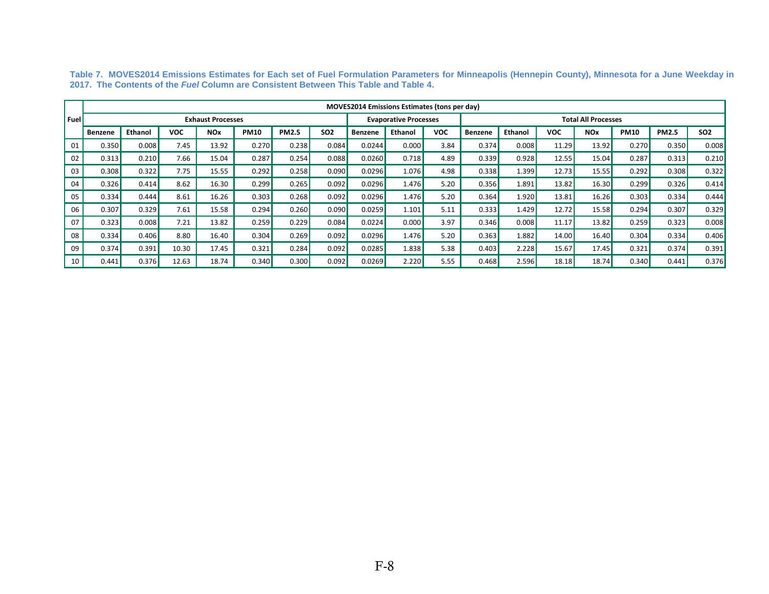**Table 7. MOVES2014 Emissions Estimates for Each set of Fuel Formulation Parameters for Minneapolis (Hennepin County), Minnesota for a June Weekday in 2017. The Contents of the *Fuel* Column are Consistent Between This Table and Table 4.**

| Fuel | MOVES2014 Emissions Estimates (tons per day) | | | | | | | | | | | | | | | | |
|---|---|---|---|---|---|---|---|---|---|---|---|---|---|---|---|---|---|
| | Exhaust Processes | | | | | | | Evaporative Processes | | | Total All Processes | | | | | | |
| | Benzene | Ethanol | VOC | NOx | PM10 | PM2.5 | SO2 | Benzene | Ethanol | VOC | Benzene | Ethanol | VOC | NOx | PM10 | PM2.5 | SO2 |
| 01 | 0.350 | 0.008 | 7.45 | 13.92 | 0.270 | 0.238 | 0.084 | 0.0244 | 0.000 | 3.84 | 0.374 | 0.008 | 11.29 | 13.92 | 0.270 | 0.350 | 0.008 |
| 02 | 0.313 | 0.210 | 7.66 | 15.04 | 0.287 | 0.254 | 0.088 | 0.0260 | 0.718 | 4.89 | 0.339 | 0.928 | 12.55 | 15.04 | 0.287 | 0.313 | 0.210 |
| 03 | 0.308 | 0.322 | 7.75 | 15.55 | 0.292 | 0.258 | 0.090 | 0.0296 | 1.076 | 4.98 | 0.338 | 1.399 | 12.73 | 15.55 | 0.292 | 0.308 | 0.322 |
| 04 | 0.326 | 0.414 | 8.62 | 16.30 | 0.299 | 0.265 | 0.092 | 0.0296 | 1.476 | 5.20 | 0.356 | 1.891 | 13.82 | 16.30 | 0.299 | 0.326 | 0.414 |
| 05 | 0.334 | 0.444 | 8.61 | 16.26 | 0.303 | 0.268 | 0.092 | 0.0296 | 1.476 | 5.20 | 0.364 | 1.920 | 13.81 | 16.26 | 0.303 | 0.334 | 0.444 |
| 06 | 0.307 | 0.329 | 7.61 | 15.58 | 0.294 | 0.260 | 0.090 | 0.0259 | 1.101 | 5.11 | 0.333 | 1.429 | 12.72 | 15.58 | 0.294 | 0.307 | 0.329 |
| 07 | 0.323 | 0.008 | 7.21 | 13.82 | 0.259 | 0.229 | 0.084 | 0.0224 | 0.000 | 3.97 | 0.346 | 0.008 | 11.17 | 13.82 | 0.259 | 0.323 | 0.008 |
| 08 | 0.334 | 0.406 | 8.80 | 16.40 | 0.304 | 0.269 | 0.092 | 0.0296 | 1.476 | 5.20 | 0.363 | 1.882 | 14.00 | 16.40 | 0.304 | 0.334 | 0.406 |
| 09 | 0.374 | 0.391 | 10.30 | 17.45 | 0.321 | 0.284 | 0.092 | 0.0285 | 1.838 | 5.38 | 0.403 | 2.228 | 15.67 | 17.45 | 0.321 | 0.374 | 0.391 |
| 10 | 0.441 | 0.376 | 12.63 | 18.74 | 0.340 | 0.300 | 0.092 | 0.0269 | 2.220 | 5.55 | 0.468 | 2.596 | 18.18 | 18.74 | 0.340 | 0.441 | 0.376 |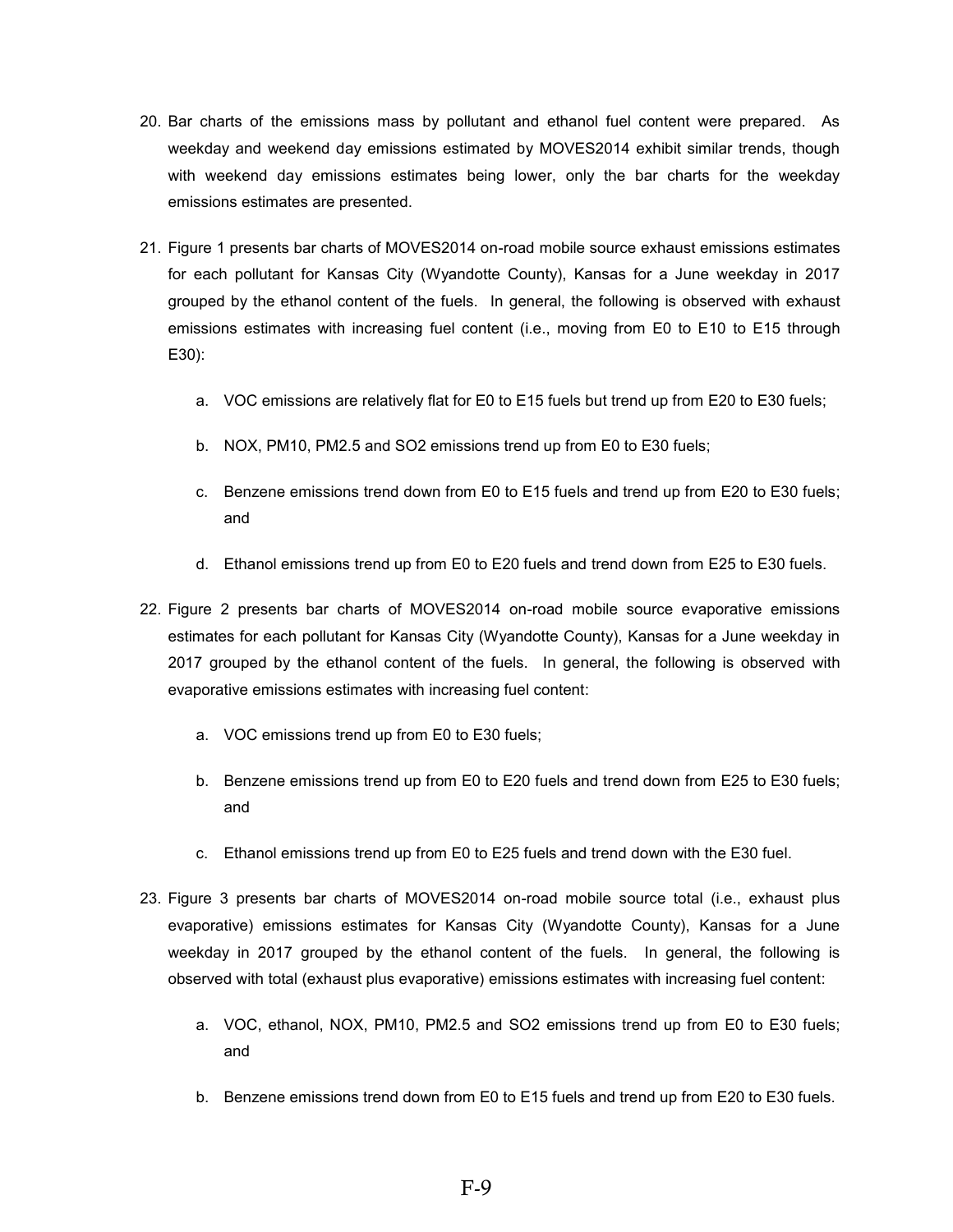20. Bar charts of the emissions mass by pollutant and ethanol fuel content were prepared. As weekday and weekend day emissions estimated by MOVES2014 exhibit similar trends, though with weekend day emissions estimates being lower, only the bar charts for the weekday emissions estimates are presented.

21. Figure 1 presents bar charts of MOVES2014 on-road mobile source exhaust emissions estimates for each pollutant for Kansas City (Wyandotte County), Kansas for a June weekday in 2017 grouped by the ethanol content of the fuels. In general, the following is observed with exhaust emissions estimates with increasing fuel content (i.e., moving from E0 to E10 to E15 through E30):

    a. VOC emissions are relatively flat for E0 to E15 fuels but trend up from E20 to E30 fuels;

    b. NOX, PM10, PM2.5 and SO2 emissions trend up from E0 to E30 fuels;

    c. Benzene emissions trend down from E0 to E15 fuels and trend up from E20 to E30 fuels; and

    d. Ethanol emissions trend up from E0 to E20 fuels and trend down from E25 to E30 fuels.

22. Figure 2 presents bar charts of MOVES2014 on-road mobile source evaporative emissions estimates for each pollutant for Kansas City (Wyandotte County), Kansas for a June weekday in 2017 grouped by the ethanol content of the fuels. In general, the following is observed with evaporative emissions estimates with increasing fuel content:

    a. VOC emissions trend up from E0 to E30 fuels;

    b. Benzene emissions trend up from E0 to E20 fuels and trend down from E25 to E30 fuels; and

    c. Ethanol emissions trend up from E0 to E25 fuels and trend down with the E30 fuel.

23. Figure 3 presents bar charts of MOVES2014 on-road mobile source total (i.e., exhaust plus evaporative) emissions estimates for Kansas City (Wyandotte County), Kansas for a June weekday in 2017 grouped by the ethanol content of the fuels. In general, the following is observed with total (exhaust plus evaporative) emissions estimates with increasing fuel content:

    a. VOC, ethanol, NOX, PM10, PM2.5 and SO2 emissions trend up from E0 to E30 fuels; and

    b. Benzene emissions trend down from E0 to E15 fuels and trend up from E20 to E30 fuels.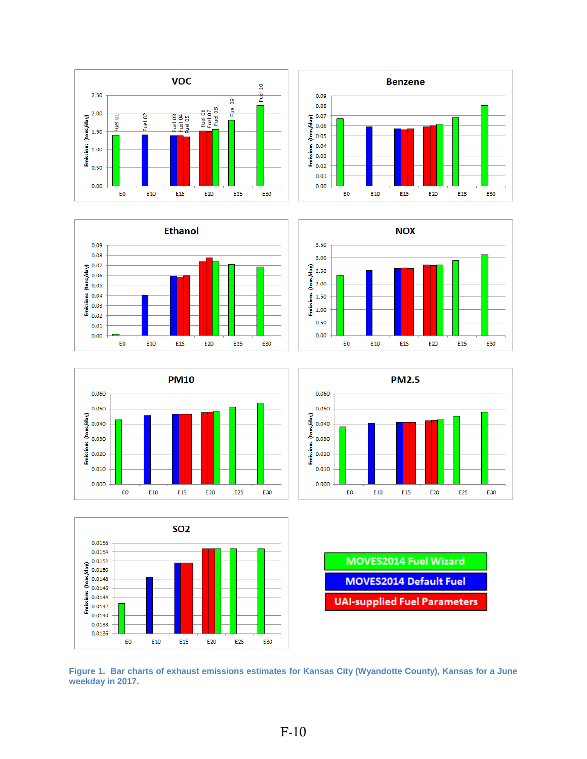Figure 1.  Bar charts of exhaust emissions estimates for Kansas City (Wyandotte County), Kansas for a June weekday in 2017.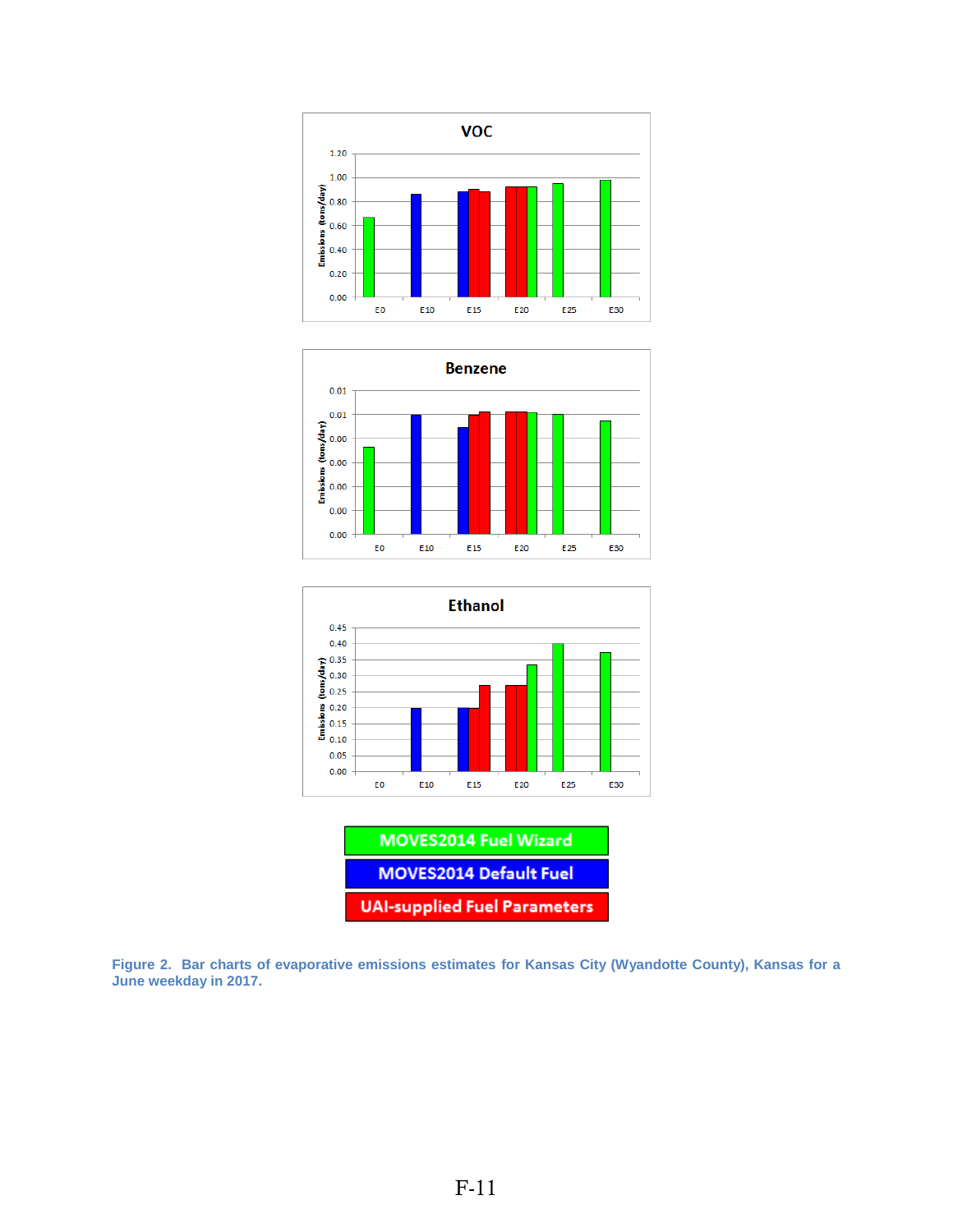**VOC**

**Benzene**

**Ethanol**

MOVES2014 Fuel Wizard

MOVES2014 Default Fuel

UAI-supplied Fuel Parameters

**Figure 2. Bar charts of evaporative emissions estimates for Kansas City (Wyandotte County), Kansas for a June weekday in 2017.**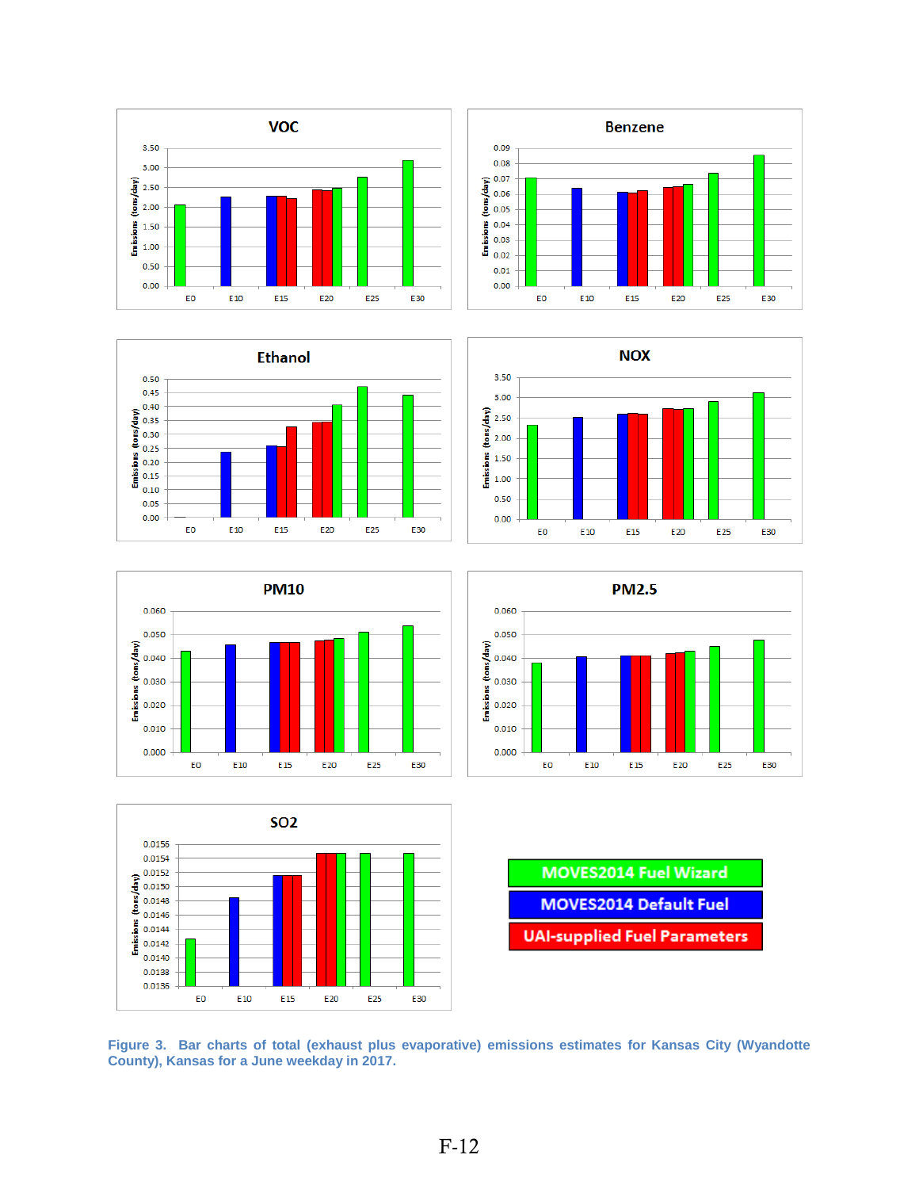Figure 3. Bar charts of total (exhaust plus evaporative) emissions estimates for Kansas City (Wyandotte County), Kansas for a June weekday in 2017.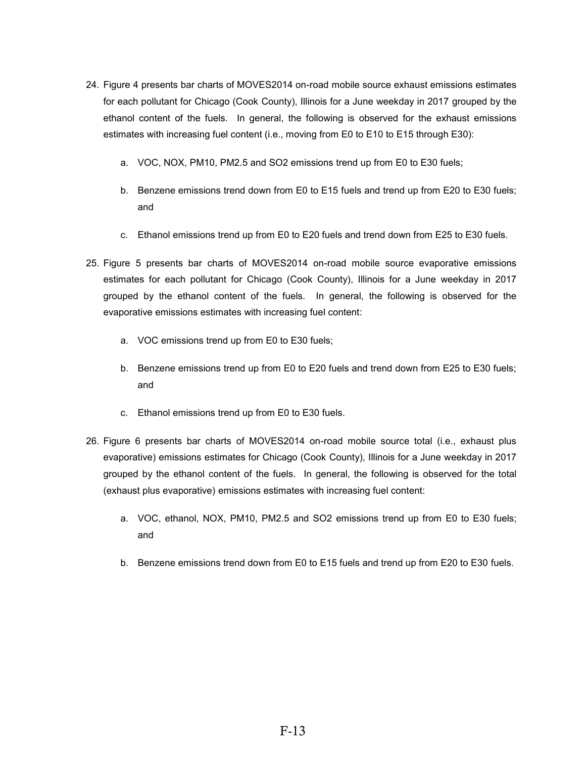24. Figure 4 presents bar charts of MOVES2014 on-road mobile source exhaust emissions estimates for each pollutant for Chicago (Cook County), Illinois for a June weekday in 2017 grouped by the ethanol content of the fuels. In general, the following is observed for the exhaust emissions estimates with increasing fuel content (i.e., moving from E0 to E10 to E15 through E30):

    a. VOC, NOX, PM10, PM2.5 and SO2 emissions trend up from E0 to E30 fuels;

    b. Benzene emissions trend down from E0 to E15 fuels and trend up from E20 to E30 fuels; and

    c. Ethanol emissions trend up from E0 to E20 fuels and trend down from E25 to E30 fuels.

25. Figure 5 presents bar charts of MOVES2014 on-road mobile source evaporative emissions estimates for each pollutant for Chicago (Cook County), Illinois for a June weekday in 2017 grouped by the ethanol content of the fuels. In general, the following is observed for the evaporative emissions estimates with increasing fuel content:

    a. VOC emissions trend up from E0 to E30 fuels;

    b. Benzene emissions trend up from E0 to E20 fuels and trend down from E25 to E30 fuels; and

    c. Ethanol emissions trend up from E0 to E30 fuels.

26. Figure 6 presents bar charts of MOVES2014 on-road mobile source total (i.e., exhaust plus evaporative) emissions estimates for Chicago (Cook County), Illinois for a June weekday in 2017 grouped by the ethanol content of the fuels. In general, the following is observed for the total (exhaust plus evaporative) emissions estimates with increasing fuel content:

    a. VOC, ethanol, NOX, PM10, PM2.5 and SO2 emissions trend up from E0 to E30 fuels; and

    b. Benzene emissions trend down from E0 to E15 fuels and trend up from E20 to E30 fuels.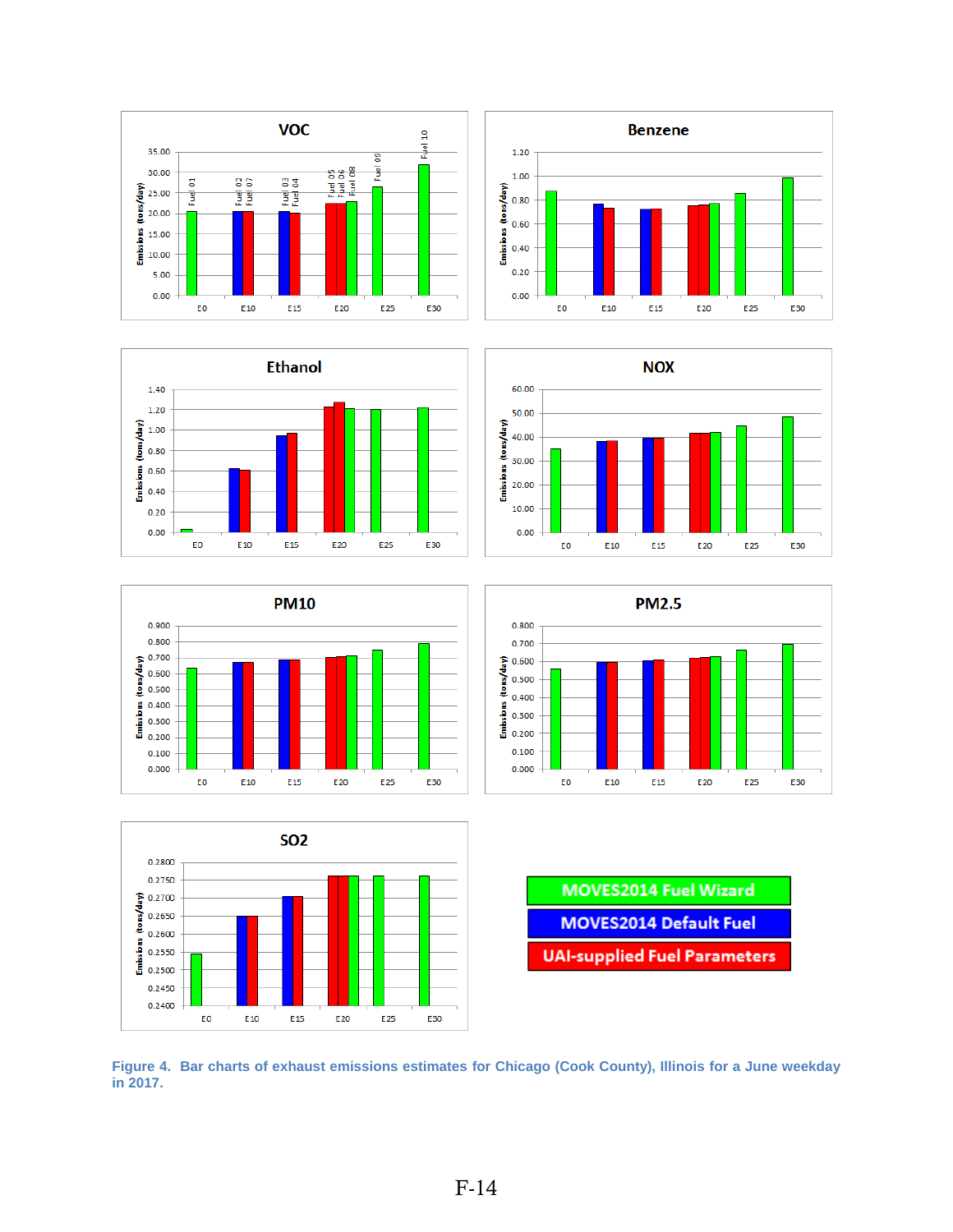Figure 4. Bar charts of exhaust emissions estimates for Chicago (Cook County), Illinois for a June weekday in 2017.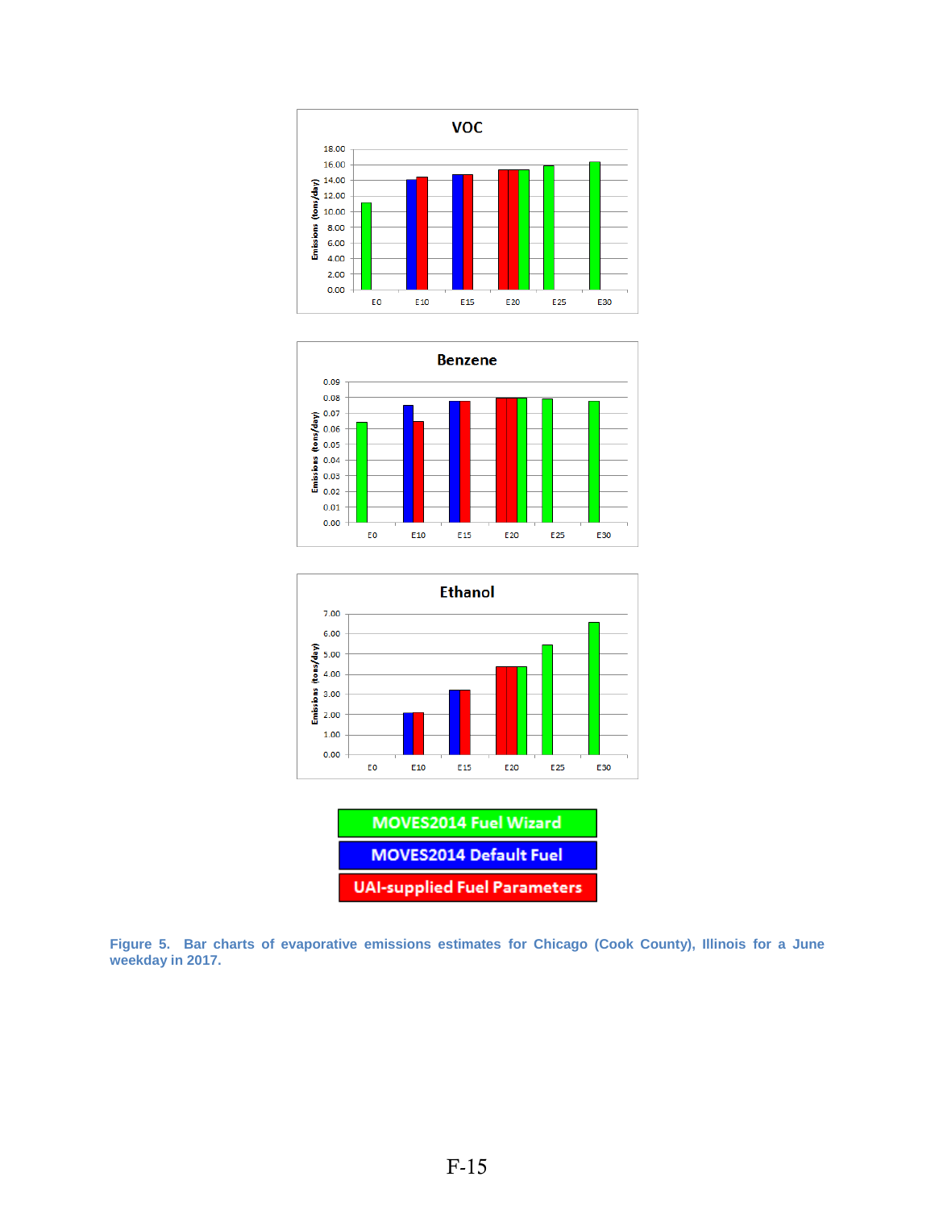Figure 5. Bar charts of evaporative emissions estimates for Chicago (Cook County), Illinois for a June weekday in 2017.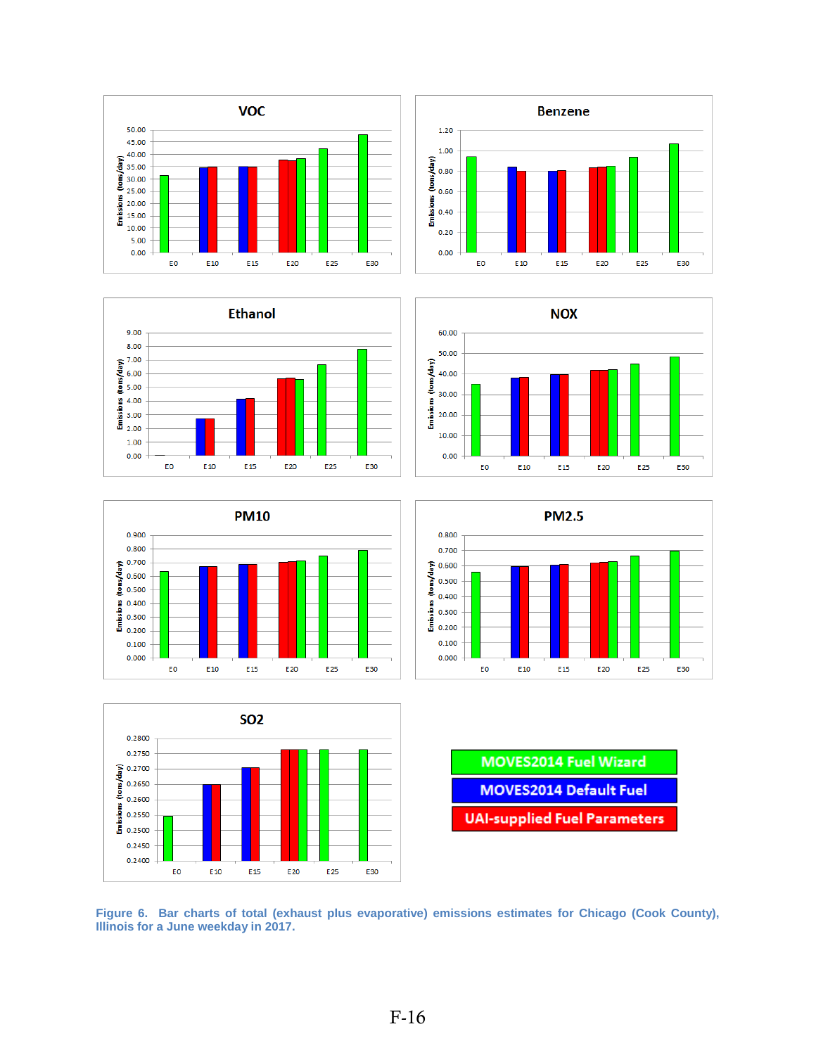Figure 6. Bar charts of total (exhaust plus evaporative) emissions estimates for Chicago (Cook County), Illinois for a June weekday in 2017.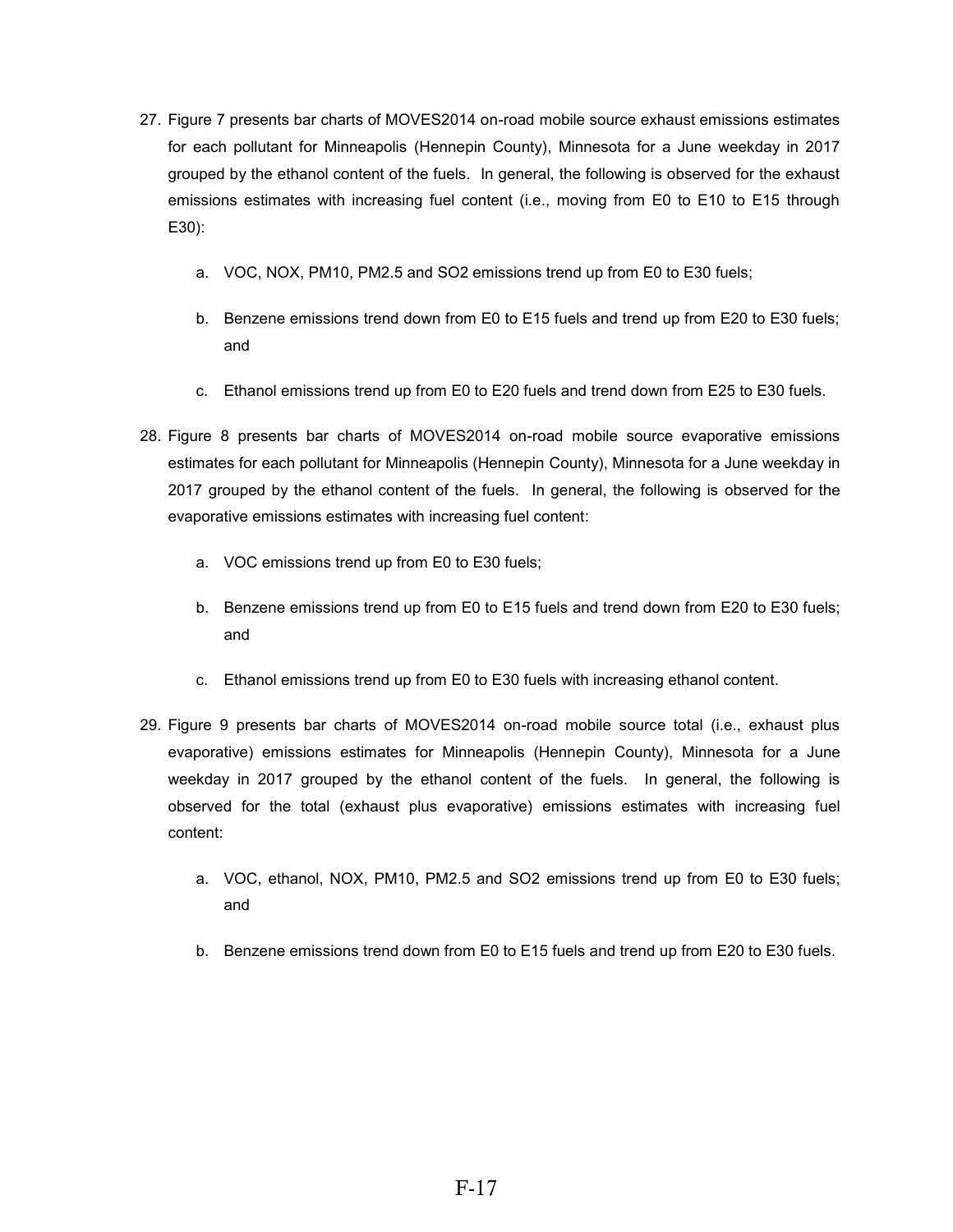27. Figure 7 presents bar charts of MOVES2014 on-road mobile source exhaust emissions estimates for each pollutant for Minneapolis (Hennepin County), Minnesota for a June weekday in 2017 grouped by the ethanol content of the fuels. In general, the following is observed for the exhaust emissions estimates with increasing fuel content (i.e., moving from E0 to E10 to E15 through E30):

    a. VOC, NOX, PM10, PM2.5 and SO2 emissions trend up from E0 to E30 fuels;

    b. Benzene emissions trend down from E0 to E15 fuels and trend up from E20 to E30 fuels; and

    c. Ethanol emissions trend up from E0 to E20 fuels and trend down from E25 to E30 fuels.

28. Figure 8 presents bar charts of MOVES2014 on-road mobile source evaporative emissions estimates for each pollutant for Minneapolis (Hennepin County), Minnesota for a June weekday in 2017 grouped by the ethanol content of the fuels. In general, the following is observed for the evaporative emissions estimates with increasing fuel content:

    a. VOC emissions trend up from E0 to E30 fuels;

    b. Benzene emissions trend up from E0 to E15 fuels and trend down from E20 to E30 fuels; and

    c. Ethanol emissions trend up from E0 to E30 fuels with increasing ethanol content.

29. Figure 9 presents bar charts of MOVES2014 on-road mobile source total (i.e., exhaust plus evaporative) emissions estimates for Minneapolis (Hennepin County), Minnesota for a June weekday in 2017 grouped by the ethanol content of the fuels. In general, the following is observed for the total (exhaust plus evaporative) emissions estimates with increasing fuel content:

    a. VOC, ethanol, NOX, PM10, PM2.5 and SO2 emissions trend up from E0 to E30 fuels; and

    b. Benzene emissions trend down from E0 to E15 fuels and trend up from E20 to E30 fuels.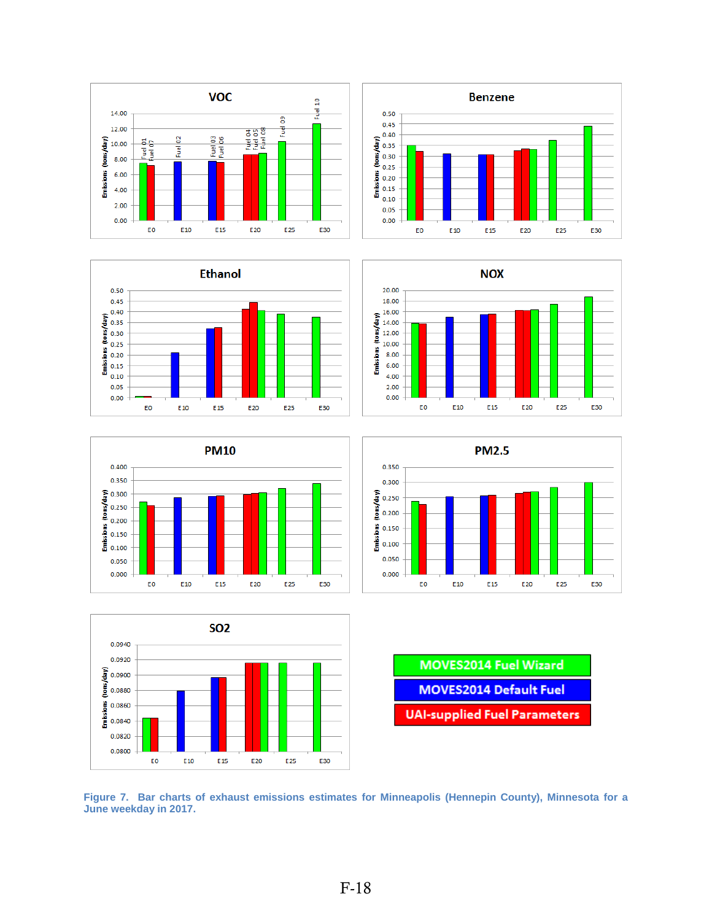Figure 7. Bar charts of exhaust emissions estimates for Minneapolis (Hennepin County), Minnesota for a June weekday in 2017.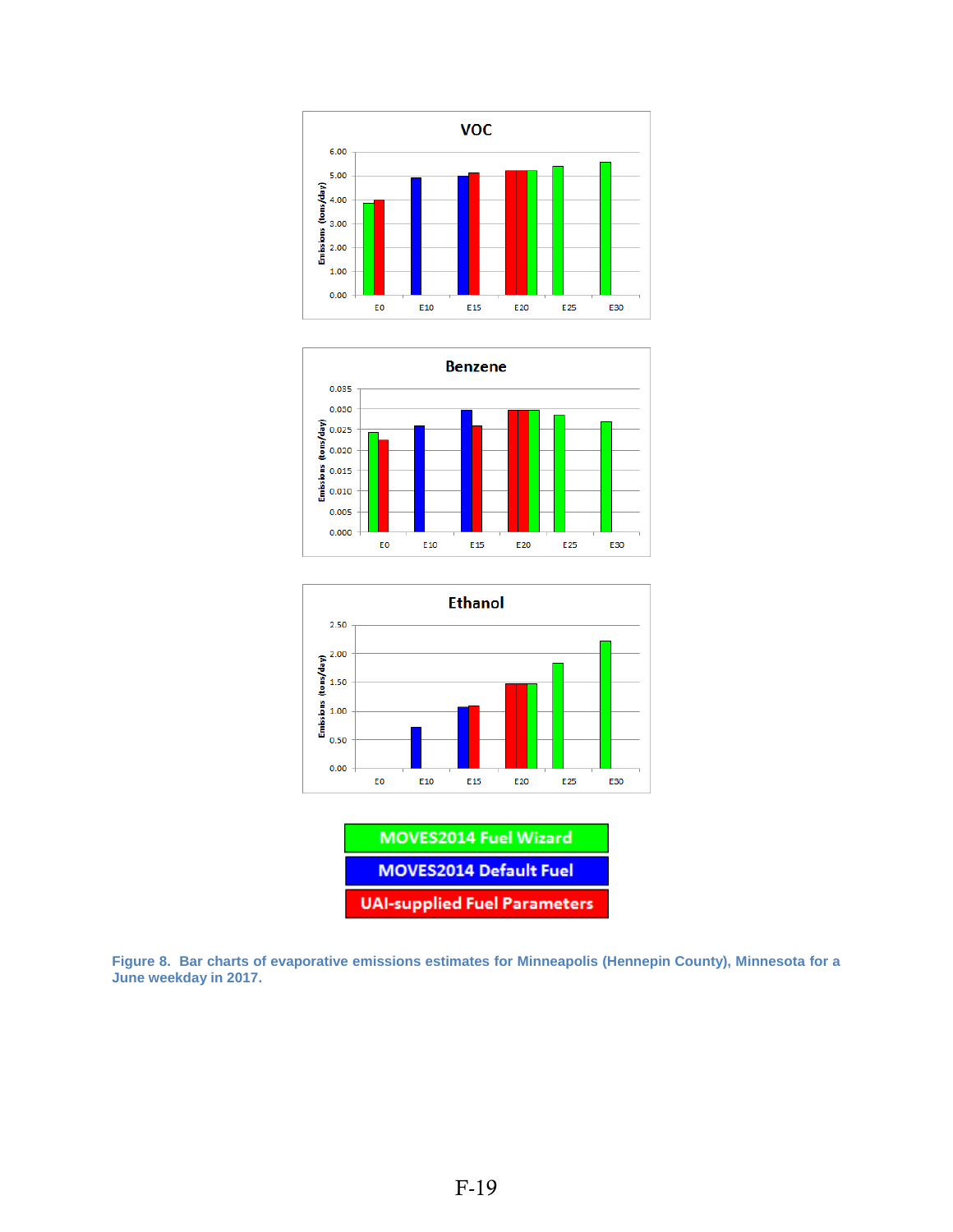Figure 8. Bar charts of evaporative emissions estimates for Minneapolis (Hennepin County), Minnesota for a June weekday in 2017.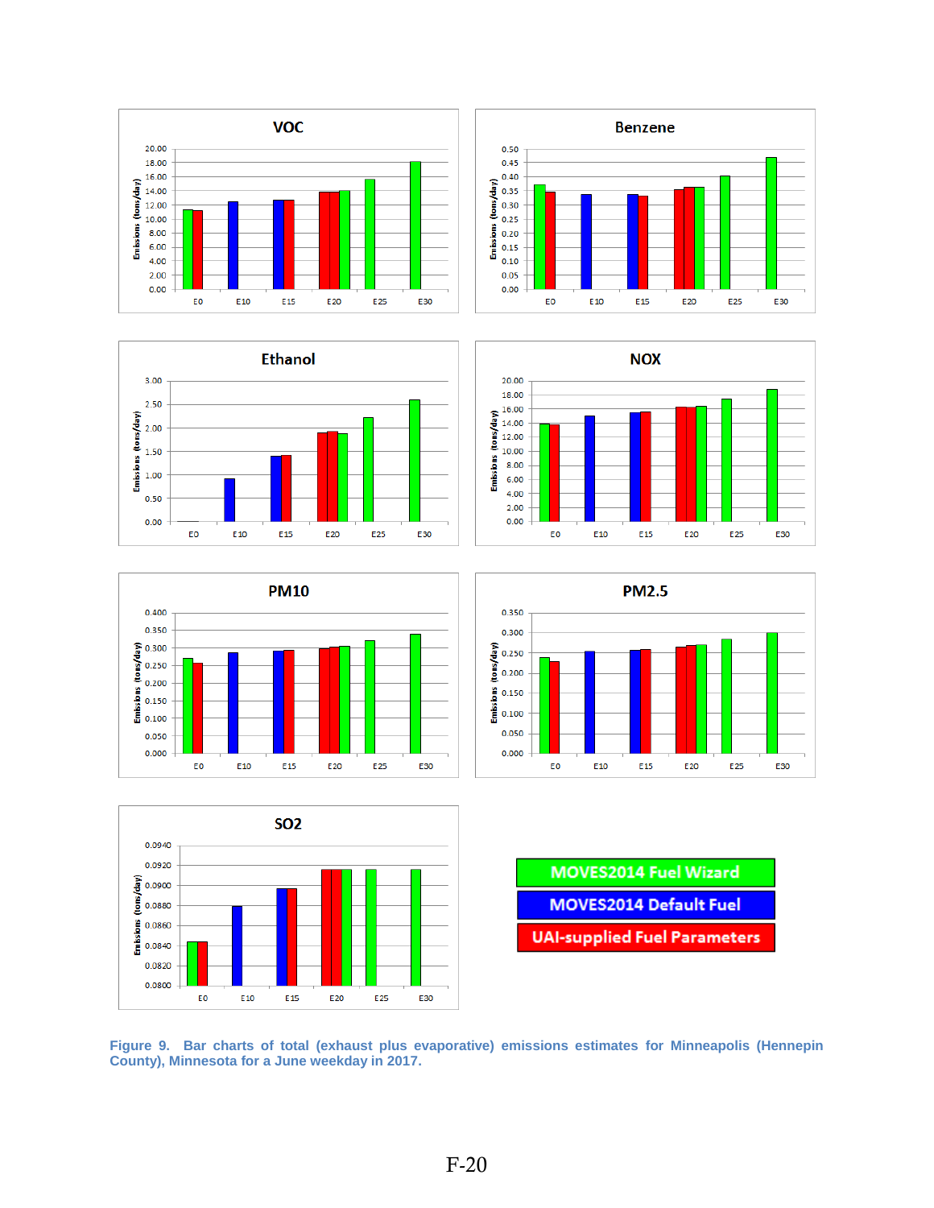Figure 9. Bar charts of total (exhaust plus evaporative) emissions estimates for Minneapolis (Hennepin County), Minnesota for a June weekday in 2017.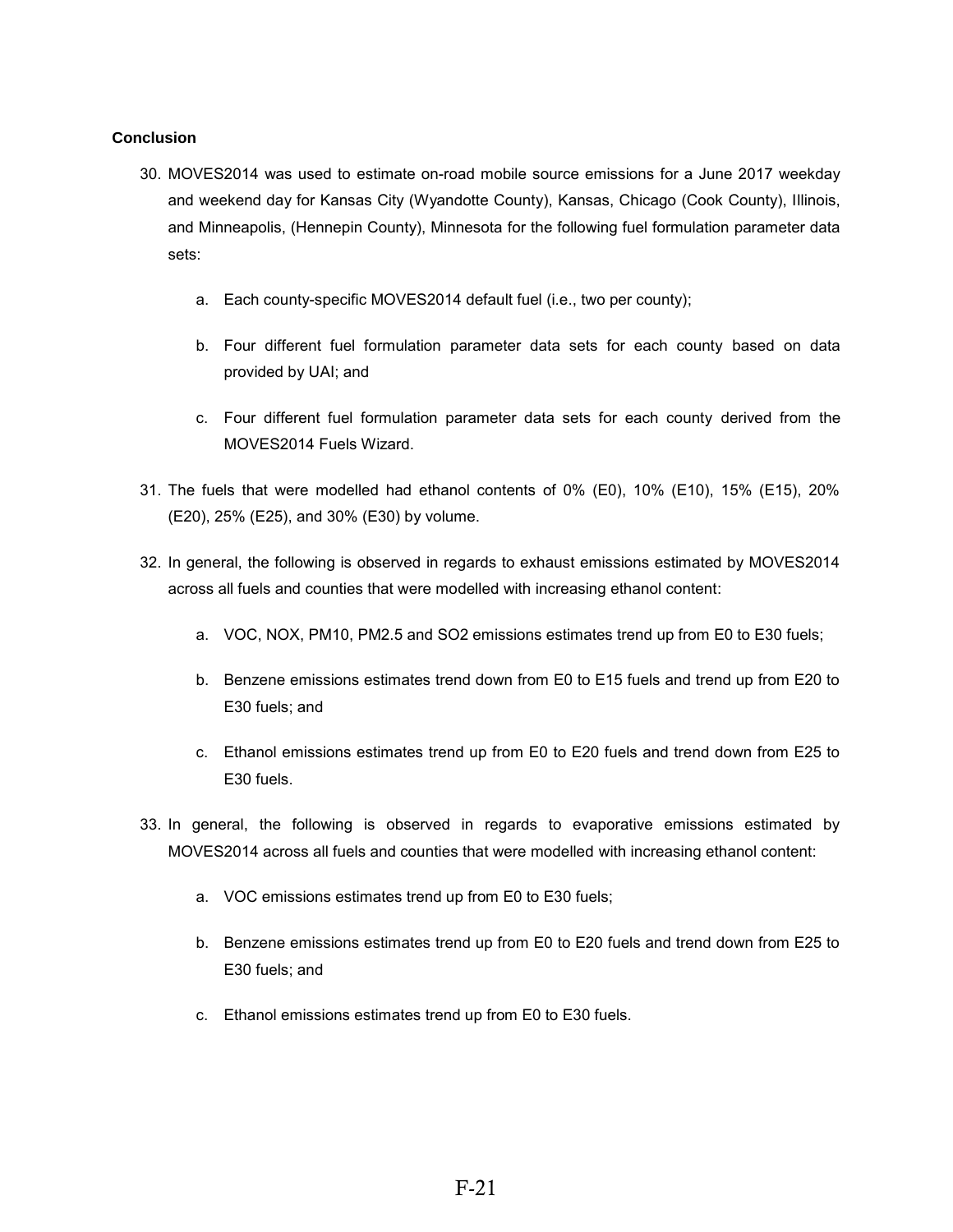**Conclusion**

30. MOVES2014 was used to estimate on-road mobile source emissions for a June 2017 weekday and weekend day for Kansas City (Wyandotte County), Kansas, Chicago (Cook County), Illinois, and Minneapolis, (Hennepin County), Minnesota for the following fuel formulation parameter data sets:

    a. Each county-specific MOVES2014 default fuel (i.e., two per county);

    b. Four different fuel formulation parameter data sets for each county based on data provided by UAI; and

    c. Four different fuel formulation parameter data sets for each county derived from the MOVES2014 Fuels Wizard.

31. The fuels that were modelled had ethanol contents of 0% (E0), 10% (E10), 15% (E15), 20% (E20), 25% (E25), and 30% (E30) by volume.

32. In general, the following is observed in regards to exhaust emissions estimated by MOVES2014 across all fuels and counties that were modelled with increasing ethanol content:

    a. VOC, NOX, PM10, PM2.5 and SO2 emissions estimates trend up from E0 to E30 fuels;

    b. Benzene emissions estimates trend down from E0 to E15 fuels and trend up from E20 to E30 fuels; and

    c. Ethanol emissions estimates trend up from E0 to E20 fuels and trend down from E25 to E30 fuels.

33. In general, the following is observed in regards to evaporative emissions estimated by MOVES2014 across all fuels and counties that were modelled with increasing ethanol content:

    a. VOC emissions estimates trend up from E0 to E30 fuels;

    b. Benzene emissions estimates trend up from E0 to E20 fuels and trend down from E25 to E30 fuels; and

    c. Ethanol emissions estimates trend up from E0 to E30 fuels.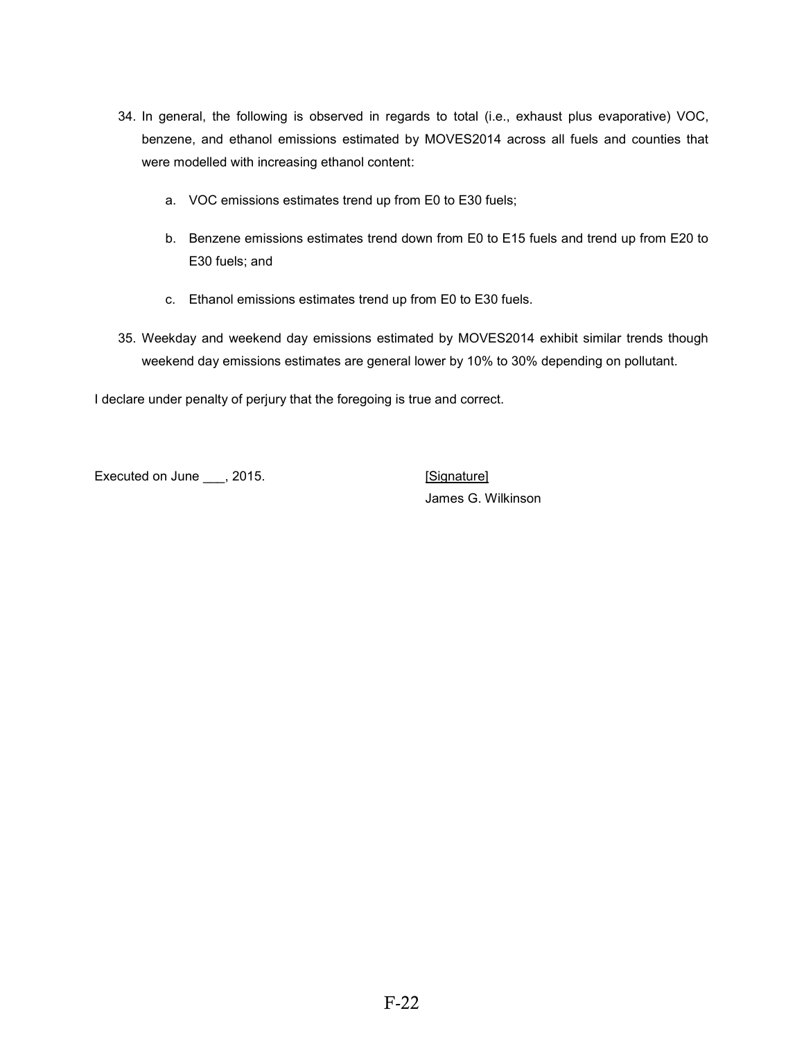34. In general, the following is observed in regards to total (i.e., exhaust plus evaporative) VOC, benzene, and ethanol emissions estimated by MOVES2014 across all fuels and counties that were modelled with increasing ethanol content:

    a. VOC emissions estimates trend up from E0 to E30 fuels;

    b. Benzene emissions estimates trend down from E0 to E15 fuels and trend up from E20 to E30 fuels; and

    c. Ethanol emissions estimates trend up from E0 to E30 fuels.

35. Weekday and weekend day emissions estimated by MOVES2014 exhibit similar trends though weekend day emissions estimates are general lower by 10% to 30% depending on pollutant.

I declare under penalty of perjury that the foregoing is true and correct.

Executed on June ___, 2015.

[Signature]
James G. Wilkinson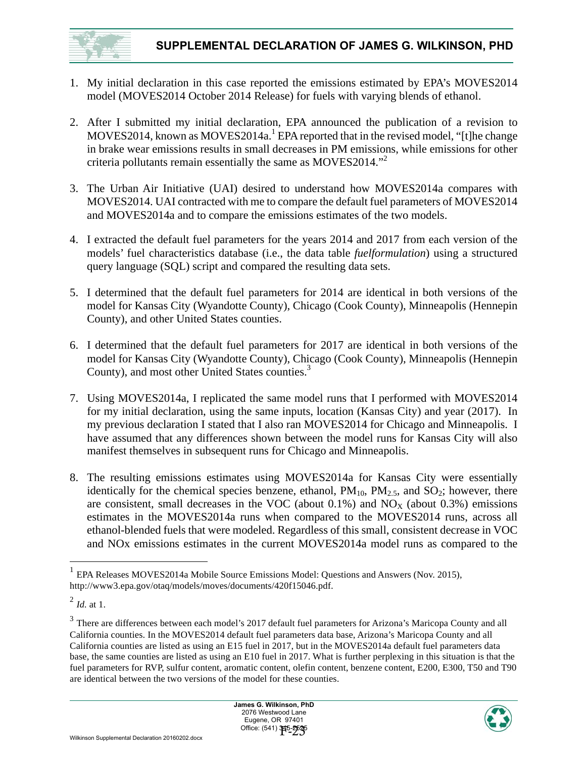## SUPPLEMENTAL DECLARATION OF JAMES G. WILKINSON, PHD

1. My initial declaration in this case reported the emissions estimated by EPA's MOVES2014 model (MOVES2014 October 2014 Release) for fuels with varying blends of ethanol.

2. After I submitted my initial declaration, EPA announced the publication of a revision to MOVES2014, known as MOVES2014a.[1] EPA reported that in the revised model, "[t]he change in brake wear emissions results in small decreases in PM emissions, while emissions for other criteria pollutants remain essentially the same as MOVES2014."[2]

3. The Urban Air Initiative (UAI) desired to understand how MOVES2014a compares with MOVES2014. UAI contracted with me to compare the default fuel parameters of MOVES2014 and MOVES2014a and to compare the emissions estimates of the two models.

4. I extracted the default fuel parameters for the years 2014 and 2017 from each version of the models' fuel characteristics database (i.e., the data table *fuelformulation*) using a structured query language (SQL) script and compared the resulting data sets.

5. I determined that the default fuel parameters for 2014 are identical in both versions of the model for Kansas City (Wyandotte County), Chicago (Cook County), Minneapolis (Hennepin County), and other United States counties.

6. I determined that the default fuel parameters for 2017 are identical in both versions of the model for Kansas City (Wyandotte County), Chicago (Cook County), Minneapolis (Hennepin County), and most other United States counties.[3]

7. Using MOVES2014a, I replicated the same model runs that I performed with MOVES2014 for my initial declaration, using the same inputs, location (Kansas City) and year (2017). In my previous declaration I stated that I also ran MOVES2014 for Chicago and Minneapolis. I have assumed that any differences shown between the model runs for Kansas City will also manifest themselves in subsequent runs for Chicago and Minneapolis.

8. The resulting emissions estimates using MOVES2014a for Kansas City were essentially identically for the chemical species benzene, ethanol, $PM_{10}$, $PM_{2.5}$, and $SO_2$; however, there are consistent, small decreases in the VOC (about 0.1%) and $NO_X$ (about 0.3%) emissions estimates in the MOVES2014a runs when compared to the MOVES2014 runs, across all ethanol-blended fuels that were modeled. Regardless of this small, consistent decrease in VOC and NOx emissions estimates in the current MOVES2014a model runs as compared to the

---

[1] EPA Releases MOVES2014a Mobile Source Emissions Model: Questions and Answers (Nov. 2015), http://www3.epa.gov/otaq/models/moves/documents/420f15046.pdf.

[2] *Id.* at 1.

[3] There are differences between each model's 2017 default fuel parameters for Arizona's Maricopa County and all California counties. In the MOVES2014 default fuel parameters data base, Arizona's Maricopa County and all California counties are listed as using an E15 fuel in 2017, but in the MOVES2014a default fuel parameters data base, the same counties are listed as using an E10 fuel in 2017. What is further perplexing in this situation is that the fuel parameters for RVP, sulfur content, aromatic content, olefin content, benzene content, E200, E300, T50 and T90 are identical between the two versions of the model for these counties.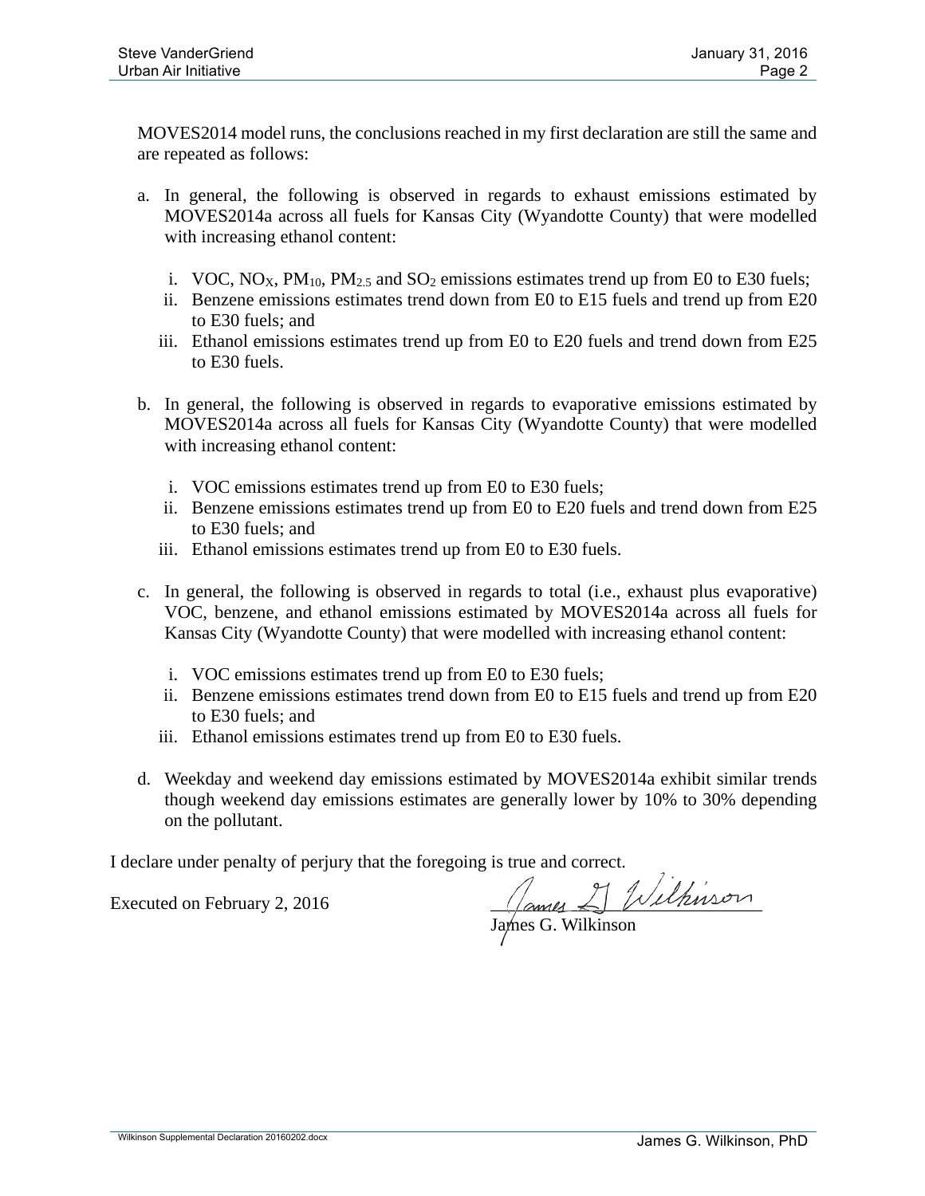MOVES2014 model runs, the conclusions reached in my first declaration are still the same and are repeated as follows:

a. In general, the following is observed in regards to exhaust emissions estimated by MOVES2014a across all fuels for Kansas City (Wyandotte County) that were modelled with increasing ethanol content:

   i. VOC, $NO_X$, $PM_{10}$, $PM_{2.5}$ and $SO_2$ emissions estimates trend up from E0 to E30 fuels;
   ii. Benzene emissions estimates trend down from E0 to E15 fuels and trend up from E20 to E30 fuels; and
   iii. Ethanol emissions estimates trend up from E0 to E20 fuels and trend down from E25 to E30 fuels.

b. In general, the following is observed in regards to evaporative emissions estimated by MOVES2014a across all fuels for Kansas City (Wyandotte County) that were modelled with increasing ethanol content:

   i. VOC emissions estimates trend up from E0 to E30 fuels;
   ii. Benzene emissions estimates trend up from E0 to E20 fuels and trend down from E25 to E30 fuels; and
   iii. Ethanol emissions estimates trend up from E0 to E30 fuels.

c. In general, the following is observed in regards to total (i.e., exhaust plus evaporative) VOC, benzene, and ethanol emissions estimated by MOVES2014a across all fuels for Kansas City (Wyandotte County) that were modelled with increasing ethanol content:

   i. VOC emissions estimates trend up from E0 to E30 fuels;
   ii. Benzene emissions estimates trend down from E0 to E15 fuels and trend up from E20 to E30 fuels; and
   iii. Ethanol emissions estimates trend up from E0 to E30 fuels.

d. Weekday and weekend day emissions estimated by MOVES2014a exhibit similar trends though weekend day emissions estimates are generally lower by 10% to 30% depending on the pollutant.

I declare under penalty of perjury that the foregoing is true and correct.

Executed on February 2, 2016

James G. Wilkinson